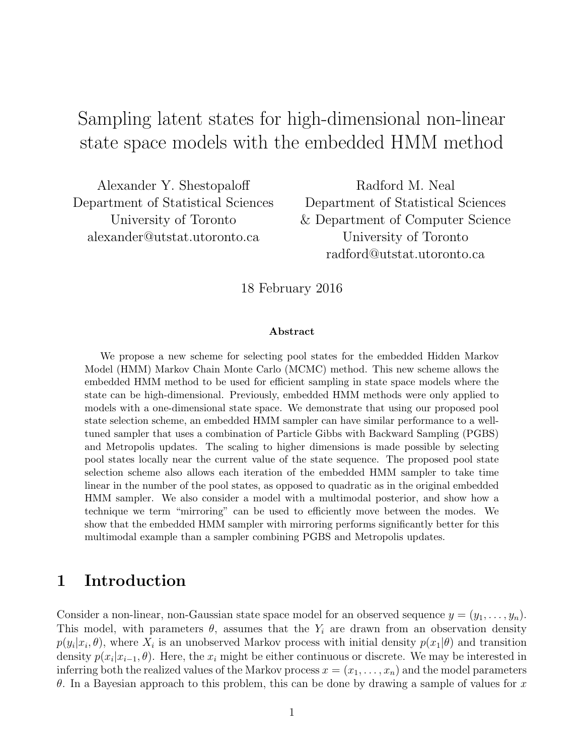# Sampling latent states for high-dimensional non-linear state space models with the embedded HMM method

Alexander Y. Shestopaloff
Department of Statistical Sciences
University of Toronto
alexander@utstat.utoronto.ca

Radford M. Neal
Department of Statistical Sciences
& Department of Computer Science
University of Toronto
radford@utstat.utoronto.ca

18 February 2016

**Abstract**

We propose a new scheme for selecting pool states for the embedded Hidden Markov Model (HMM) Markov Chain Monte Carlo (MCMC) method. This new scheme allows the embedded HMM method to be used for efficient sampling in state space models where the state can be high-dimensional. Previously, embedded HMM methods were only applied to models with a one-dimensional state space. We demonstrate that using our proposed pool state selection scheme, an embedded HMM sampler can have similar performance to a well-tuned sampler that uses a combination of Particle Gibbs with Backward Sampling (PGBS) and Metropolis updates. The scaling to higher dimensions is made possible by selecting pool states locally near the current value of the state sequence. The proposed pool state selection scheme also allows each iteration of the embedded HMM sampler to take time linear in the number of the pool states, as opposed to quadratic as in the original embedded HMM sampler. We also consider a model with a multimodal posterior, and show how a technique we term "mirroring" can be used to efficiently move between the modes. We show that the embedded HMM sampler with mirroring performs significantly better for this multimodal example than a sampler combining PGBS and Metropolis updates.

## 1 Introduction

Consider a non-linear, non-Gaussian state space model for an observed sequence $y = (y_1, \ldots, y_n)$. This model, with parameters $\theta$, assumes that the $Y_i$ are drawn from an observation density $p(y_i|x_i, \theta)$, where $X_i$ is an unobserved Markov process with initial density $p(x_1|\theta)$ and transition density $p(x_i|x_{i-1}, \theta)$. Here, the $x_i$ might be either continuous or discrete. We may be interested in inferring both the realized values of the Markov process $x = (x_1, \ldots, x_n)$ and the model parameters $\theta$. In a Bayesian approach to this problem, this can be done by drawing a sample of values for $x$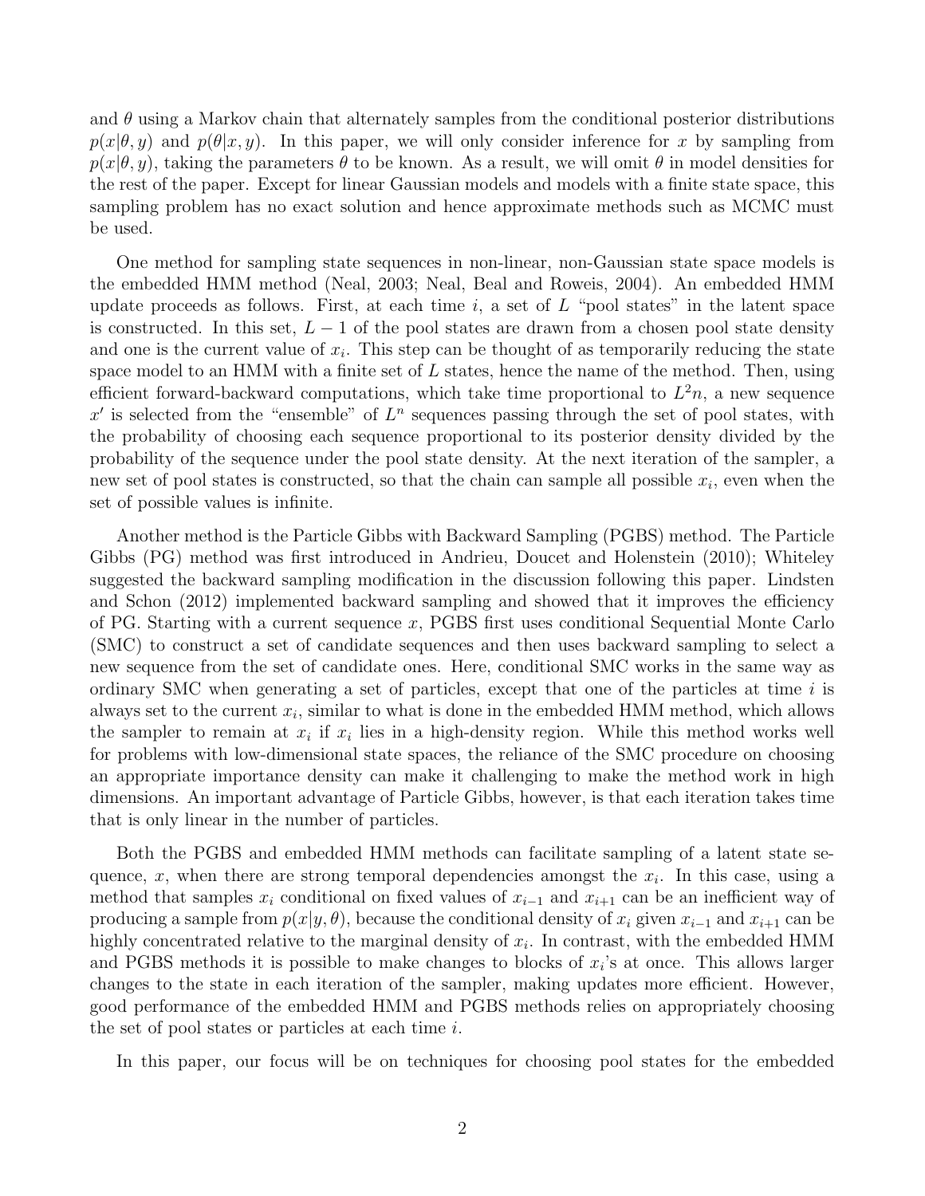and $\theta$ using a Markov chain that alternately samples from the conditional posterior distributions $p(x|\theta, y)$ and $p(\theta|x, y)$. In this paper, we will only consider inference for $x$ by sampling from $p(x|\theta, y)$, taking the parameters $\theta$ to be known. As a result, we will omit $\theta$ in model densities for the rest of the paper. Except for linear Gaussian models and models with a finite state space, this sampling problem has no exact solution and hence approximate methods such as MCMC must be used.

One method for sampling state sequences in non-linear, non-Gaussian state space models is the embedded HMM method (Neal, 2003; Neal, Beal and Roweis, 2004). An embedded HMM update proceeds as follows. First, at each time $i$, a set of $L$ "pool states" in the latent space is constructed. In this set, $L-1$ of the pool states are drawn from a chosen pool state density and one is the current value of $x_i$. This step can be thought of as temporarily reducing the state space model to an HMM with a finite set of $L$ states, hence the name of the method. Then, using efficient forward-backward computations, which take time proportional to $L^2 n$, a new sequence $x'$ is selected from the "ensemble" of $L^n$ sequences passing through the set of pool states, with the probability of choosing each sequence proportional to its posterior density divided by the probability of the sequence under the pool state density. At the next iteration of the sampler, a new set of pool states is constructed, so that the chain can sample all possible $x_i$, even when the set of possible values is infinite.

Another method is the Particle Gibbs with Backward Sampling (PGBS) method. The Particle Gibbs (PG) method was first introduced in Andrieu, Doucet and Holenstein (2010); Whiteley suggested the backward sampling modification in the discussion following this paper. Lindsten and Schon (2012) implemented backward sampling and showed that it improves the efficiency of PG. Starting with a current sequence $x$, PGBS first uses conditional Sequential Monte Carlo (SMC) to construct a set of candidate sequences and then uses backward sampling to select a new sequence from the set of candidate ones. Here, conditional SMC works in the same way as ordinary SMC when generating a set of particles, except that one of the particles at time $i$ is always set to the current $x_i$, similar to what is done in the embedded HMM method, which allows the sampler to remain at $x_i$ if $x_i$ lies in a high-density region. While this method works well for problems with low-dimensional state spaces, the reliance of the SMC procedure on choosing an appropriate importance density can make it challenging to make the method work in high dimensions. An important advantage of Particle Gibbs, however, is that each iteration takes time that is only linear in the number of particles.

Both the PGBS and embedded HMM methods can facilitate sampling of a latent state sequence, $x$, when there are strong temporal dependencies amongst the $x_i$. In this case, using a method that samples $x_i$ conditional on fixed values of $x_{i-1}$ and $x_{i+1}$ can be an inefficient way of producing a sample from $p(x|y, \theta)$, because the conditional density of $x_i$ given $x_{i-1}$ and $x_{i+1}$ can be highly concentrated relative to the marginal density of $x_i$. In contrast, with the embedded HMM and PGBS methods it is possible to make changes to blocks of $x_i$'s at once. This allows larger changes to the state in each iteration of the sampler, making updates more efficient. However, good performance of the embedded HMM and PGBS methods relies on appropriately choosing the set of pool states or particles at each time $i$.

In this paper, our focus will be on techniques for choosing pool states for the embedded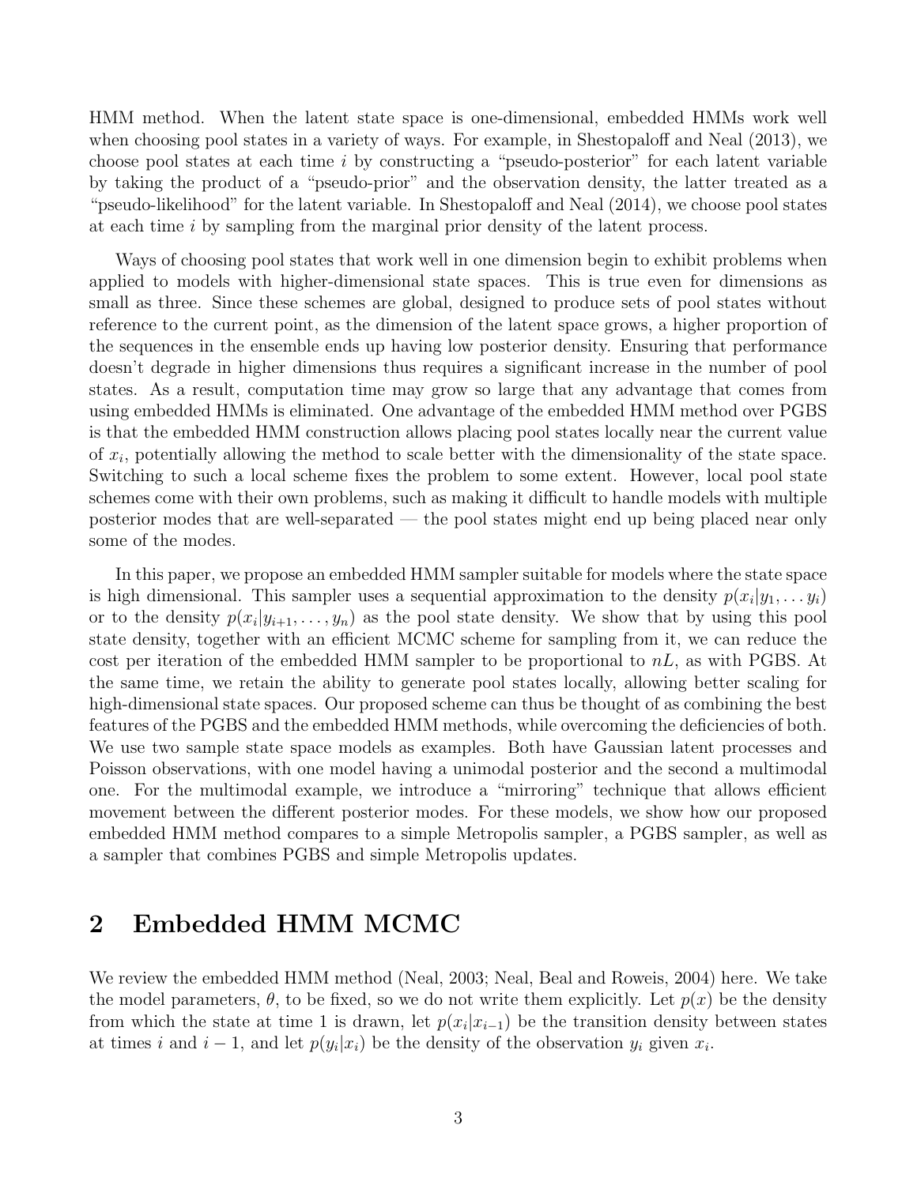HMM method. When the latent state space is one-dimensional, embedded HMMs work well when choosing pool states in a variety of ways. For example, in Shestopaloff and Neal (2013), we choose pool states at each time $i$ by constructing a "pseudo-posterior" for each latent variable by taking the product of a "pseudo-prior" and the observation density, the latter treated as a "pseudo-likelihood" for the latent variable. In Shestopaloff and Neal (2014), we choose pool states at each time $i$ by sampling from the marginal prior density of the latent process.

Ways of choosing pool states that work well in one dimension begin to exhibit problems when applied to models with higher-dimensional state spaces. This is true even for dimensions as small as three. Since these schemes are global, designed to produce sets of pool states without reference to the current point, as the dimension of the latent space grows, a higher proportion of the sequences in the ensemble ends up having low posterior density. Ensuring that performance doesn't degrade in higher dimensions thus requires a significant increase in the number of pool states. As a result, computation time may grow so large that any advantage that comes from using embedded HMMs is eliminated. One advantage of the embedded HMM method over PGBS is that the embedded HMM construction allows placing pool states locally near the current value of $x_i$, potentially allowing the method to scale better with the dimensionality of the state space. Switching to such a local scheme fixes the problem to some extent. However, local pool state schemes come with their own problems, such as making it difficult to handle models with multiple posterior modes that are well-separated — the pool states might end up being placed near only some of the modes.

In this paper, we propose an embedded HMM sampler suitable for models where the state space is high dimensional. This sampler uses a sequential approximation to the density $p(x_i|y_1, \ldots y_i)$ or to the density $p(x_i|y_{i+1}, \ldots, y_n)$ as the pool state density. We show that by using this pool state density, together with an efficient MCMC scheme for sampling from it, we can reduce the cost per iteration of the embedded HMM sampler to be proportional to $nL$, as with PGBS. At the same time, we retain the ability to generate pool states locally, allowing better scaling for high-dimensional state spaces. Our proposed scheme can thus be thought of as combining the best features of the PGBS and the embedded HMM methods, while overcoming the deficiencies of both. We use two sample state space models as examples. Both have Gaussian latent processes and Poisson observations, with one model having a unimodal posterior and the second a multimodal one. For the multimodal example, we introduce a "mirroring" technique that allows efficient movement between the different posterior modes. For these models, we show how our proposed embedded HMM method compares to a simple Metropolis sampler, a PGBS sampler, as well as a sampler that combines PGBS and simple Metropolis updates.

## 2 Embedded HMM MCMC

We review the embedded HMM method (Neal, 2003; Neal, Beal and Roweis, 2004) here. We take the model parameters, $\theta$, to be fixed, so we do not write them explicitly. Let $p(x)$ be the density from which the state at time 1 is drawn, let $p(x_i|x_{i-1})$ be the transition density between states at times $i$ and $i-1$, and let $p(y_i|x_i)$ be the density of the observation $y_i$ given $x_i$.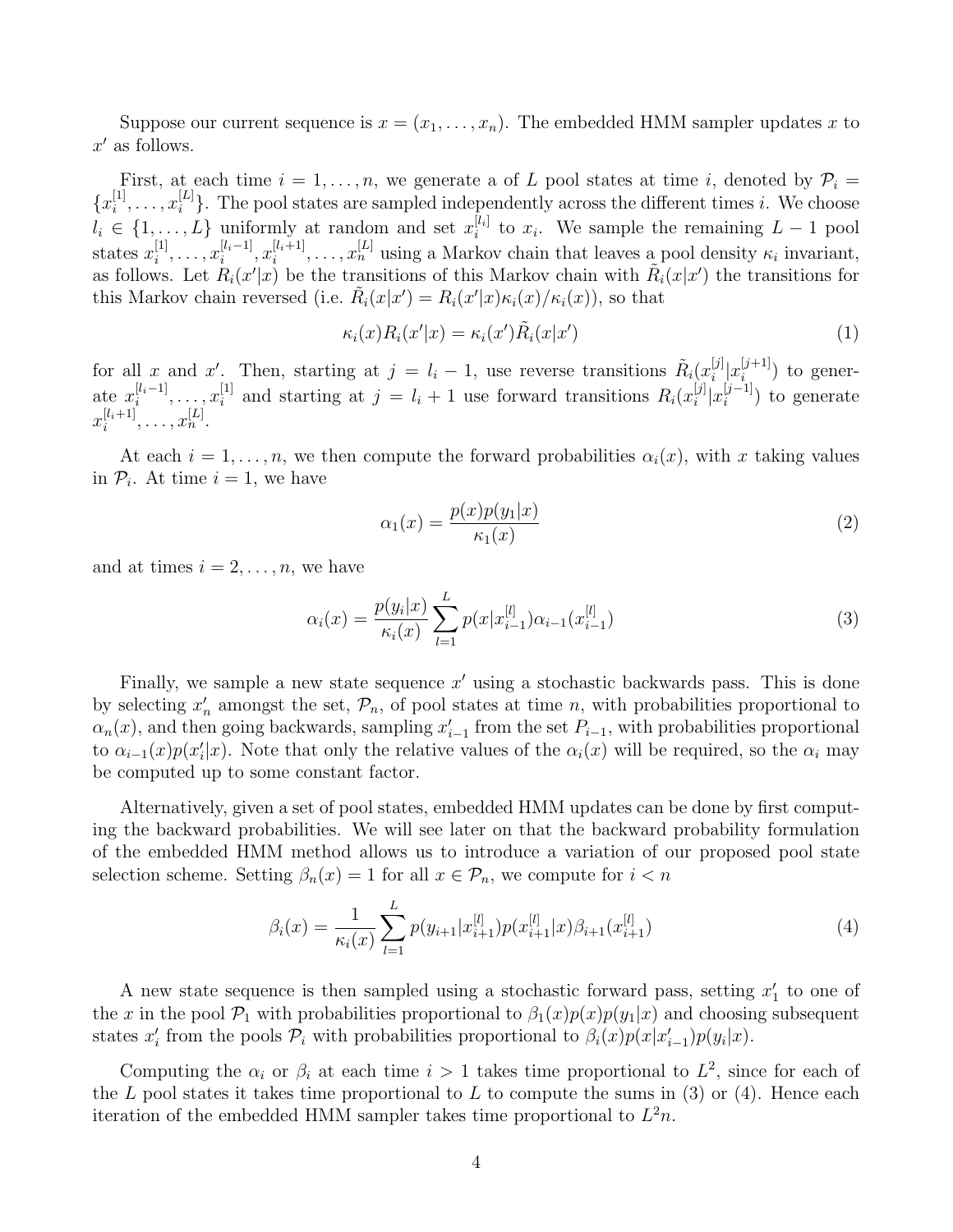Suppose our current sequence is $x = (x_1, \ldots, x_n)$. The embedded HMM sampler updates $x$ to $x'$ as follows.

First, at each time $i = 1, \ldots, n$, we generate a of $L$ pool states at time $i$, denoted by $\mathcal{P}_i = \{x_i^{[1]}, \ldots, x_i^{[L]}\}$. The pool states are sampled independently across the different times $i$. We choose $l_i \in \{1, \ldots, L\}$ uniformly at random and set $x_i^{[l_i]}$ to $x_i$. We sample the remaining $L-1$ pool states $x_i^{[1]}, \ldots, x_i^{[l_i-1]}, x_i^{[l_i+1]}, \ldots, x_n^{[L]}$ using a Markov chain that leaves a pool density $\kappa_i$ invariant, as follows. Let $R_i(x'|x)$ be the transitions of this Markov chain with $\tilde{R}_i(x|x')$ the transitions for this Markov chain reversed (i.e. $\tilde{R}_i(x|x') = R_i(x'|x)\kappa_i(x)/\kappa_i(x)$), so that

$$\kappa_i(x) R_i(x'|x) = \kappa_i(x') \tilde{R}_i(x|x') \tag{1}$$

for all $x$ and $x'$. Then, starting at $j = l_i - 1$, use reverse transitions $\tilde{R}_i(x_i^{[j]}|x_i^{[j+1]})$ to generate $x_i^{[l_i-1]}, \ldots, x_i^{[1]}$ and starting at $j = l_i + 1$ use forward transitions $R_i(x_i^{[j]}|x_i^{[j-1]})$ to generate $x_i^{[l_i+1]}, \ldots, x_n^{[L]}$.

At each $i = 1, \ldots, n$, we then compute the forward probabilities $\alpha_i(x)$, with $x$ taking values in $\mathcal{P}_i$. At time $i = 1$, we have

$$\alpha_1(x) = \frac{p(x)p(y_1|x)}{\kappa_1(x)} \tag{2}$$

and at times $i = 2, \ldots, n$, we have

$$\alpha_i(x) = \frac{p(y_i|x)}{\kappa_i(x)} \sum_{l=1}^{L} p(x|x_{i-1}^{[l]}) \alpha_{i-1}(x_{i-1}^{[l]}) \tag{3}$$

Finally, we sample a new state sequence $x'$ using a stochastic backwards pass. This is done by selecting $x'_n$ amongst the set, $\mathcal{P}_n$, of pool states at time $n$, with probabilities proportional to $\alpha_n(x)$, and then going backwards, sampling $x'_{i-1}$ from the set $P_{i-1}$, with probabilities proportional to $\alpha_{i-1}(x)p(x'_i|x)$. Note that only the relative values of the $\alpha_i(x)$ will be required, so the $\alpha_i$ may be computed up to some constant factor.

Alternatively, given a set of pool states, embedded HMM updates can be done by first computing the backward probabilities. We will see later on that the backward probability formulation of the embedded HMM method allows us to introduce a variation of our proposed pool state selection scheme. Setting $\beta_n(x) = 1$ for all $x \in \mathcal{P}_n$, we compute for $i < n$

$$\beta_i(x) = \frac{1}{\kappa_i(x)} \sum_{l=1}^{L} p(y_{i+1}|x_{i+1}^{[l]}) p(x_{i+1}^{[l]}|x) \beta_{i+1}(x_{i+1}^{[l]}) \tag{4}$$

A new state sequence is then sampled using a stochastic forward pass, setting $x'_1$ to one of the $x$ in the pool $\mathcal{P}_1$ with probabilities proportional to $\beta_1(x)p(x)p(y_1|x)$ and choosing subsequent states $x'_i$ from the pools $\mathcal{P}_i$ with probabilities proportional to $\beta_i(x)p(x|x'_{i-1})p(y_i|x)$.

Computing the $\alpha_i$ or $\beta_i$ at each time $i > 1$ takes time proportional to $L^2$, since for each of the $L$ pool states it takes time proportional to $L$ to compute the sums in (3) or (4). Hence each iteration of the embedded HMM sampler takes time proportional to $L^2 n$.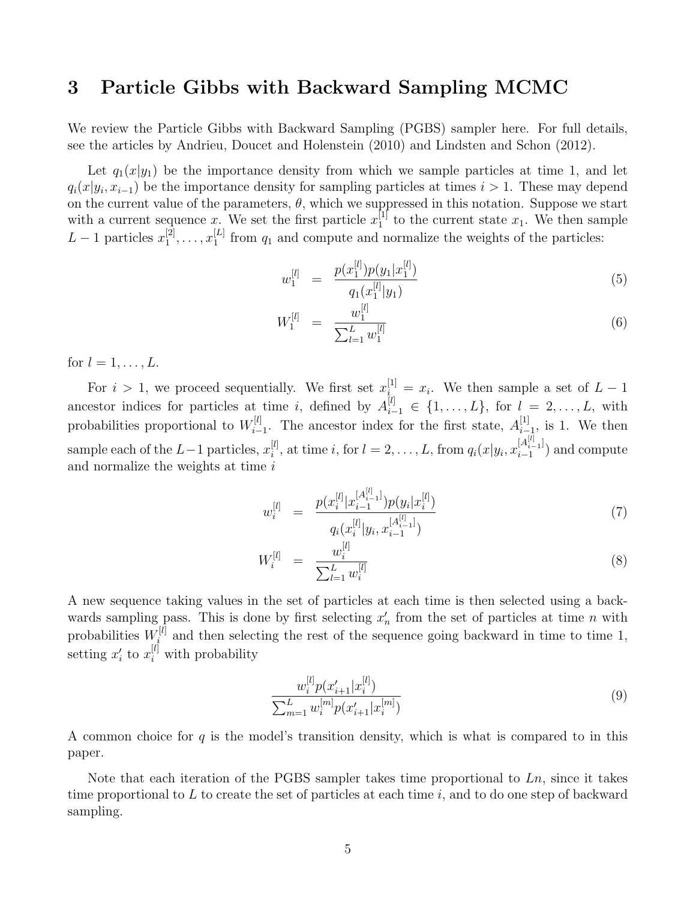## 3 Particle Gibbs with Backward Sampling MCMC

We review the Particle Gibbs with Backward Sampling (PGBS) sampler here. For full details, see the articles by Andrieu, Doucet and Holenstein (2010) and Lindsten and Schon (2012).

Let $q_1(x|y_1)$ be the importance density from which we sample particles at time 1, and let $q_i(x|y_i, x_{i-1})$ be the importance density for sampling particles at times $i > 1$. These may depend on the current value of the parameters, $\theta$, which we suppressed in this notation. Suppose we start with a current sequence $x$. We set the first particle $x_1^{[1]}$ to the current state $x_1$. We then sample $L-1$ particles $x_1^{[2]}, \ldots, x_1^{[L]}$ from $q_1$ and compute and normalize the weights of the particles:

$$w_1^{[l]} = \frac{p(x_1^{[l]})p(y_1|x_1^{[l]})}{q_1(x_1^{[l]}|y_1)} \tag{5}$$

$$W_1^{[l]} = \frac{w_1^{[l]}}{\sum_{l=1}^{L} w_1^{[l]}} \tag{6}$$

for $l = 1, \ldots, L$.

For $i > 1$, we proceed sequentially. We first set $x_i^{[1]} = x_i$. We then sample a set of $L-1$ ancestor indices for particles at time $i$, defined by $A_{i-1}^{[l]} \in \{1, \ldots, L\}$, for $l = 2, \ldots, L$, with probabilities proportional to $W_{i-1}^{[l]}$. The ancestor index for the first state, $A_{i-1}^{[1]}$, is 1. We then sample each of the $L-1$ particles, $x_i^{[l]}$, at time $i$, for $l = 2, \ldots, L$, from $q_i(x|y_i, x_{i-1}^{[A_{i-1}^{[l]}]})$ and compute and normalize the weights at time $i$

$$w_i^{[l]} = \frac{p(x_i^{[l]}|x_{i-1}^{[A_{i-1}^{[l]}]})p(y_i|x_i^{[l]})}{q_i(x_i^{[l]}|y_i, x_{i-1}^{[A_{i-1}^{[l]}]})} \tag{7}$$

$$W_i^{[l]} = \frac{w_i^{[l]}}{\sum_{l=1}^{L} w_i^{[l]}} \tag{8}$$

A new sequence taking values in the set of particles at each time is then selected using a backwards sampling pass. This is done by first selecting $x'_n$ from the set of particles at time $n$ with probabilities $W_i^{[l]}$ and then selecting the rest of the sequence going backward in time to time 1, setting $x'_i$ to $x_i^{[l]}$ with probability

$$\frac{w_i^{[l]} p(x'_{i+1}|x_i^{[l]})}{\sum_{m=1}^{L} w_i^{[m]} p(x'_{i+1}|x_i^{[m]})} \tag{9}$$

A common choice for $q$ is the model's transition density, which is what is compared to in this paper.

Note that each iteration of the PGBS sampler takes time proportional to $Ln$, since it takes time proportional to $L$ to create the set of particles at each time $i$, and to do one step of backward sampling.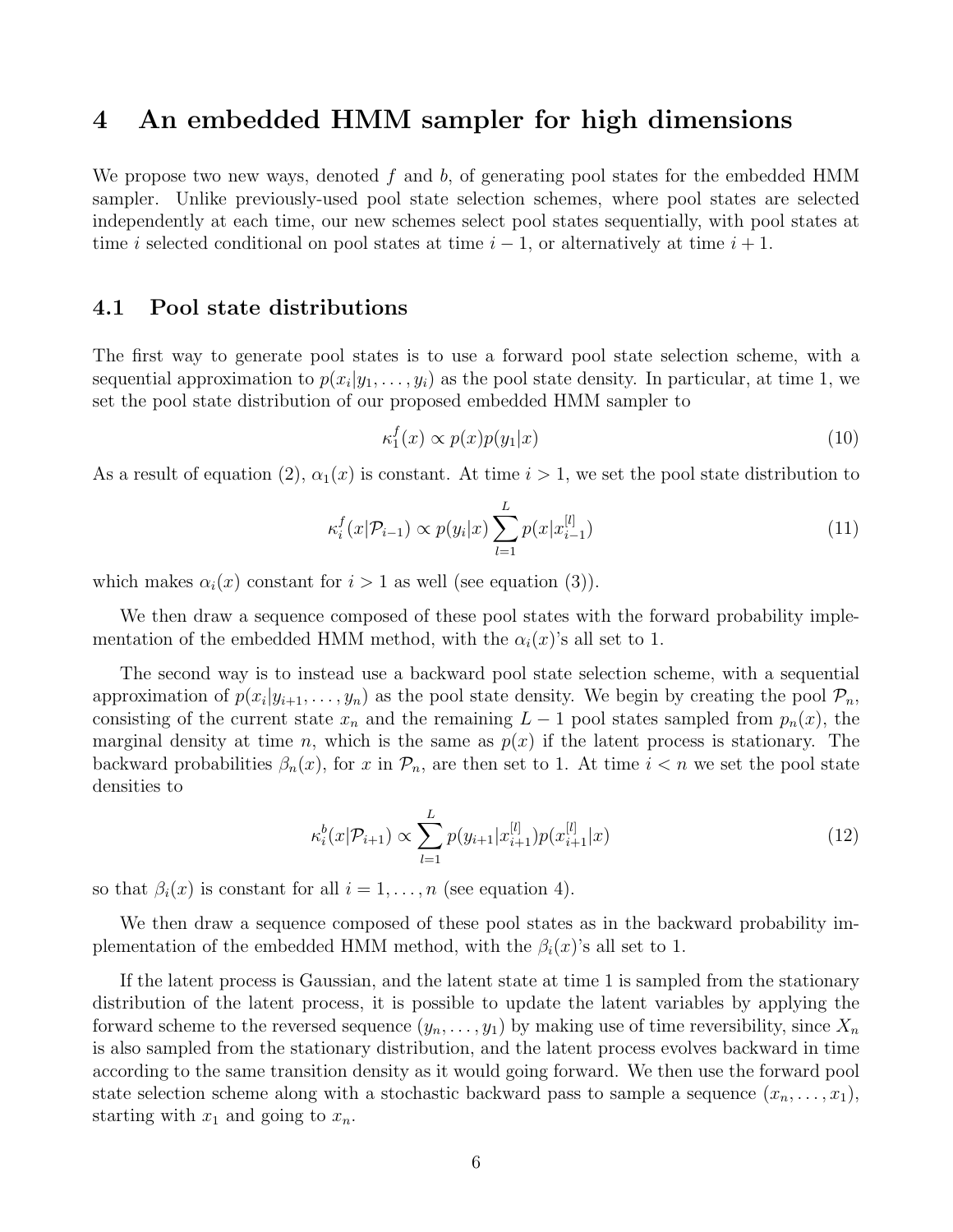# 4 An embedded HMM sampler for high dimensions

We propose two new ways, denoted $f$ and $b$, of generating pool states for the embedded HMM sampler. Unlike previously-used pool state selection schemes, where pool states are selected independently at each time, our new schemes select pool states sequentially, with pool states at time $i$ selected conditional on pool states at time $i-1$, or alternatively at time $i+1$.

## 4.1 Pool state distributions

The first way to generate pool states is to use a forward pool state selection scheme, with a sequential approximation to $p(x_i|y_1, \ldots, y_i)$ as the pool state density. In particular, at time 1, we set the pool state distribution of our proposed embedded HMM sampler to

$$\kappa_1^f(x) \propto p(x)p(y_1|x) \tag{10}$$

As a result of equation (2), $\alpha_1(x)$ is constant. At time $i > 1$, we set the pool state distribution to

$$\kappa_i^f(x|\mathcal{P}_{i-1}) \propto p(y_i|x) \sum_{l=1}^{L} p(x|x_{i-1}^{[l]}) \tag{11}$$

which makes $\alpha_i(x)$ constant for $i > 1$ as well (see equation (3)).

We then draw a sequence composed of these pool states with the forward probability implementation of the embedded HMM method, with the $\alpha_i(x)$'s all set to 1.

The second way is to instead use a backward pool state selection scheme, with a sequential approximation of $p(x_i|y_{i+1}, \ldots, y_n)$ as the pool state density. We begin by creating the pool $\mathcal{P}_n$, consisting of the current state $x_n$ and the remaining $L-1$ pool states sampled from $p_n(x)$, the marginal density at time $n$, which is the same as $p(x)$ if the latent process is stationary. The backward probabilities $\beta_n(x)$, for $x$ in $\mathcal{P}_n$, are then set to 1. At time $i < n$ we set the pool state densities to

$$\kappa_i^b(x|\mathcal{P}_{i+1}) \propto \sum_{l=1}^{L} p(y_{i+1}|x_{i+1}^{[l]})p(x_{i+1}^{[l]}|x) \tag{12}$$

so that $\beta_i(x)$ is constant for all $i = 1, \ldots, n$ (see equation 4).

We then draw a sequence composed of these pool states as in the backward probability implementation of the embedded HMM method, with the $\beta_i(x)$'s all set to 1.

If the latent process is Gaussian, and the latent state at time 1 is sampled from the stationary distribution of the latent process, it is possible to update the latent variables by applying the forward scheme to the reversed sequence $(y_n, \ldots, y_1)$ by making use of time reversibility, since $X_n$ is also sampled from the stationary distribution, and the latent process evolves backward in time according to the same transition density as it would going forward. We then use the forward pool state selection scheme along with a stochastic backward pass to sample a sequence $(x_n, \ldots, x_1)$, starting with $x_1$ and going to $x_n$.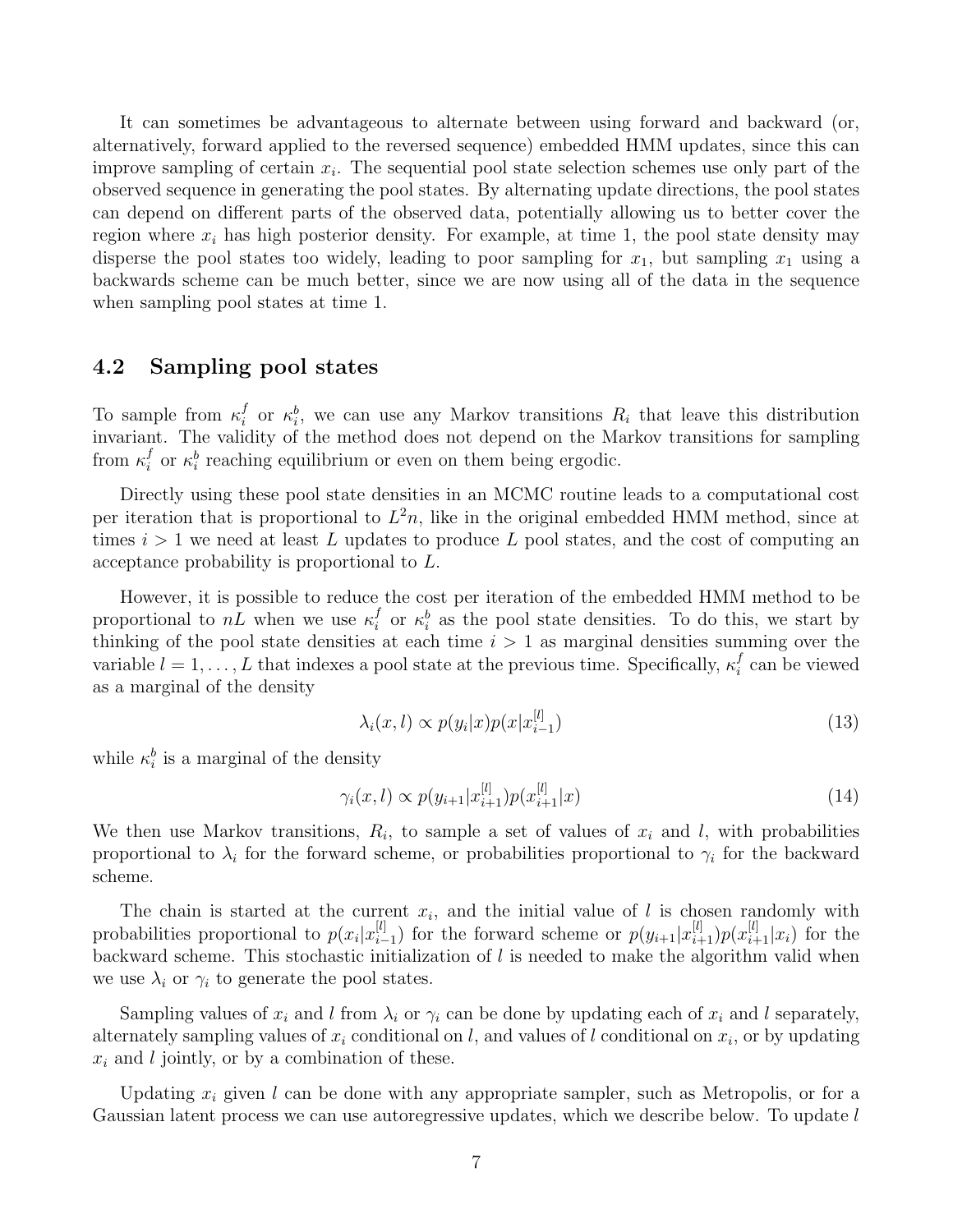It can sometimes be advantageous to alternate between using forward and backward (or, alternatively, forward applied to the reversed sequence) embedded HMM updates, since this can improve sampling of certain $x_i$. The sequential pool state selection schemes use only part of the observed sequence in generating the pool states. By alternating update directions, the pool states can depend on different parts of the observed data, potentially allowing us to better cover the region where $x_i$ has high posterior density. For example, at time 1, the pool state density may disperse the pool states too widely, leading to poor sampling for $x_1$, but sampling $x_1$ using a backwards scheme can be much better, since we are now using all of the data in the sequence when sampling pool states at time 1.

## 4.2 Sampling pool states

To sample from $\kappa_i^f$ or $\kappa_i^b$, we can use any Markov transitions $R_i$ that leave this distribution invariant. The validity of the method does not depend on the Markov transitions for sampling from $\kappa_i^f$ or $\kappa_i^b$ reaching equilibrium or even on them being ergodic.

Directly using these pool state densities in an MCMC routine leads to a computational cost per iteration that is proportional to $L^2 n$, like in the original embedded HMM method, since at times $i > 1$ we need at least $L$ updates to produce $L$ pool states, and the cost of computing an acceptance probability is proportional to $L$.

However, it is possible to reduce the cost per iteration of the embedded HMM method to be proportional to $nL$ when we use $\kappa_i^f$ or $\kappa_i^b$ as the pool state densities. To do this, we start by thinking of the pool state densities at each time $i > 1$ as marginal densities summing over the variable $l = 1, \ldots, L$ that indexes a pool state at the previous time. Specifically, $\kappa_i^f$ can be viewed as a marginal of the density

$$\lambda_i(x, l) \propto p(y_i|x)p(x|x_{i-1}^{[l]}) \tag{13}$$

while $\kappa_i^b$ is a marginal of the density

$$\gamma_i(x, l) \propto p(y_{i+1}|x_{i+1}^{[l]})p(x_{i+1}^{[l]}|x) \tag{14}$$

We then use Markov transitions, $R_i$, to sample a set of values of $x_i$ and $l$, with probabilities proportional to $\lambda_i$ for the forward scheme, or probabilities proportional to $\gamma_i$ for the backward scheme.

The chain is started at the current $x_i$, and the initial value of $l$ is chosen randomly with probabilities proportional to $p(x_i|x_{i-1}^{[l]})$ for the forward scheme or $p(y_{i+1}|x_{i+1}^{[l]})p(x_{i+1}^{[l]}|x_i)$ for the backward scheme. This stochastic initialization of $l$ is needed to make the algorithm valid when we use $\lambda_i$ or $\gamma_i$ to generate the pool states.

Sampling values of $x_i$ and $l$ from $\lambda_i$ or $\gamma_i$ can be done by updating each of $x_i$ and $l$ separately, alternately sampling values of $x_i$ conditional on $l$, and values of $l$ conditional on $x_i$, or by updating $x_i$ and $l$ jointly, or by a combination of these.

Updating $x_i$ given $l$ can be done with any appropriate sampler, such as Metropolis, or for a Gaussian latent process we can use autoregressive updates, which we describe below. To update $l$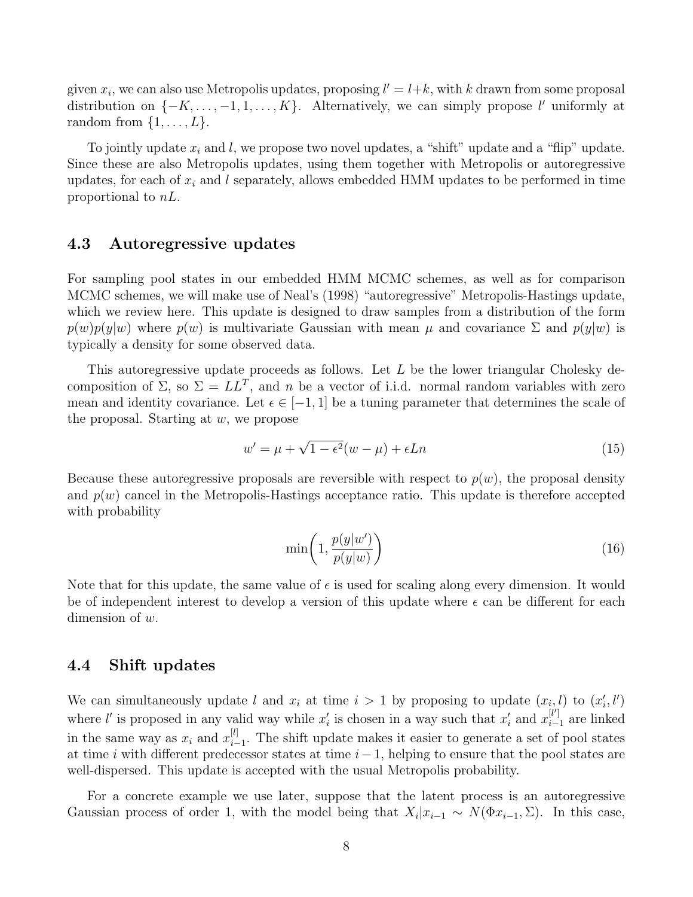given $x_i$, we can also use Metropolis updates, proposing $l' = l + k$, with $k$ drawn from some proposal distribution on $\{-K, \ldots, -1, 1, \ldots, K\}$. Alternatively, we can simply propose $l'$ uniformly at random from $\{1, \ldots, L\}$.

To jointly update $x_i$ and $l$, we propose two novel updates, a "shift" update and a "flip" update. Since these are also Metropolis updates, using them together with Metropolis or autoregressive updates, for each of $x_i$ and $l$ separately, allows embedded HMM updates to be performed in time proportional to $nL$.

## 4.3 Autoregressive updates

For sampling pool states in our embedded HMM MCMC schemes, as well as for comparison MCMC schemes, we will make use of Neal's (1998) "autoregressive" Metropolis-Hastings update, which we review here. This update is designed to draw samples from a distribution of the form $p(w)p(y|w)$ where $p(w)$ is multivariate Gaussian with mean $\mu$ and covariance $\Sigma$ and $p(y|w)$ is typically a density for some observed data.

This autoregressive update proceeds as follows. Let $L$ be the lower triangular Cholesky decomposition of $\Sigma$, so $\Sigma = LL^T$, and $n$ be a vector of i.i.d. normal random variables with zero mean and identity covariance. Let $\epsilon \in [-1, 1]$ be a tuning parameter that determines the scale of the proposal. Starting at $w$, we propose

$$w' = \mu + \sqrt{1 - \epsilon^2}(w - \mu) + \epsilon L n \tag{15}$$

Because these autoregressive proposals are reversible with respect to $p(w)$, the proposal density and $p(w)$ cancel in the Metropolis-Hastings acceptance ratio. This update is therefore accepted with probability

$$\min\left(1, \frac{p(y|w')}{p(y|w)}\right) \tag{16}$$

Note that for this update, the same value of $\epsilon$ is used for scaling along every dimension. It would be of independent interest to develop a version of this update where $\epsilon$ can be different for each dimension of $w$.

## 4.4 Shift updates

We can simultaneously update $l$ and $x_i$ at time $i > 1$ by proposing to update $(x_i, l)$ to $(x'_i, l')$ where $l'$ is proposed in any valid way while $x'_i$ is chosen in a way such that $x'_i$ and $x^{[l']}_{i-1}$ are linked in the same way as $x_i$ and $x^{[l]}_{i-1}$. The shift update makes it easier to generate a set of pool states at time $i$ with different predecessor states at time $i - 1$, helping to ensure that the pool states are well-dispersed. This update is accepted with the usual Metropolis probability.

For a concrete example we use later, suppose that the latent process is an autoregressive Gaussian process of order 1, with the model being that $X_i | x_{i-1} \sim N(\Phi x_{i-1}, \Sigma)$. In this case,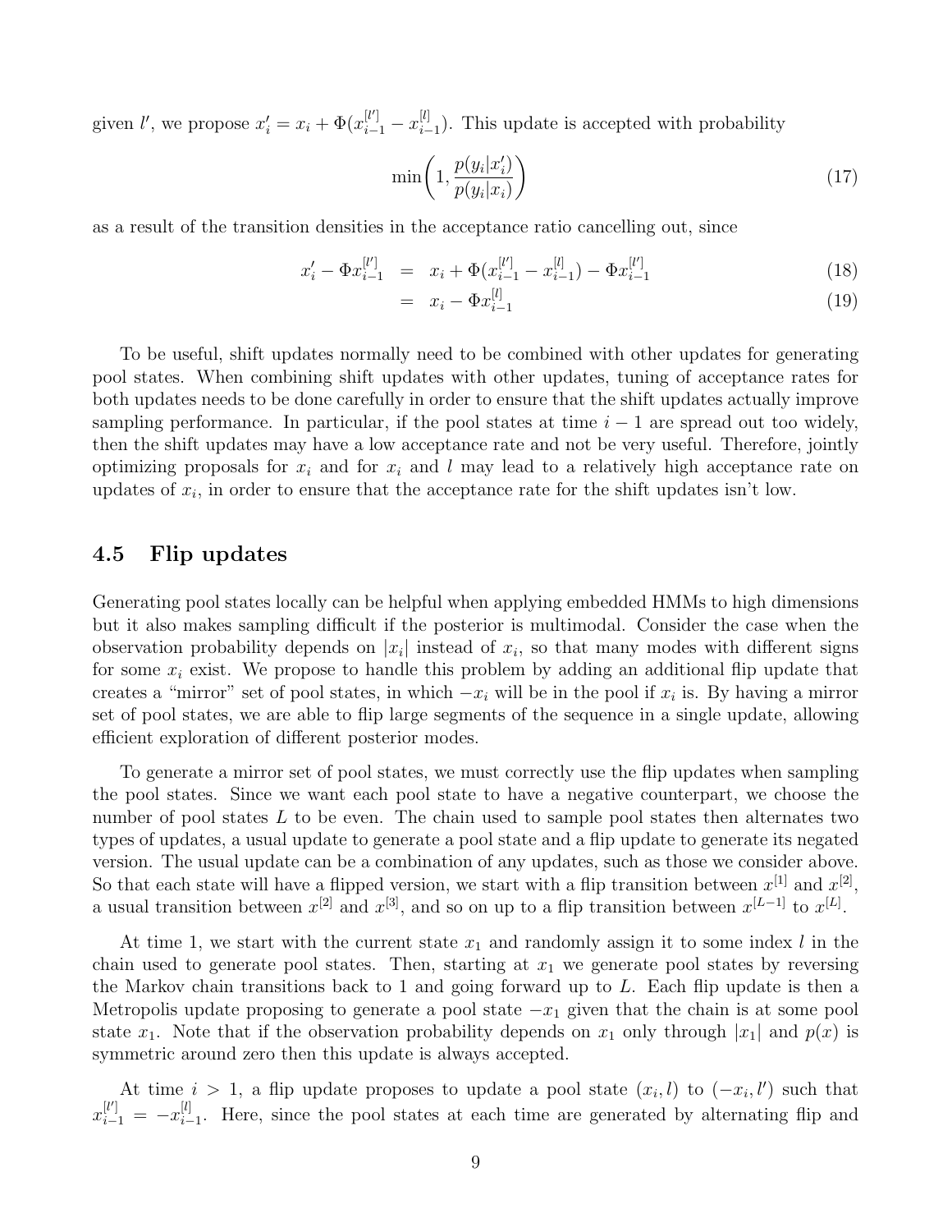given $l'$, we propose $x_i' = x_i + \Phi(x_{i-1}^{[l']} - x_{i-1}^{[l]})$. This update is accepted with probability

$$\min\left(1, \frac{p(y_i|x_i')}{p(y_i|x_i)}\right) \tag{17}$$

as a result of the transition densities in the acceptance ratio cancelling out, since

$$\begin{aligned} x_i' - \Phi x_{i-1}^{[l']} &= x_i + \Phi(x_{i-1}^{[l']} - x_{i-1}^{[l]}) - \Phi x_{i-1}^{[l']} & (18) \\ &= x_i - \Phi x_{i-1}^{[l]} & (19) \end{aligned}$$

To be useful, shift updates normally need to be combined with other updates for generating pool states. When combining shift updates with other updates, tuning of acceptance rates for both updates needs to be done carefully in order to ensure that the shift updates actually improve sampling performance. In particular, if the pool states at time $i-1$ are spread out too widely, then the shift updates may have a low acceptance rate and not be very useful. Therefore, jointly optimizing proposals for $x_i$ and for $x_i$ and $l$ may lead to a relatively high acceptance rate on updates of $x_i$, in order to ensure that the acceptance rate for the shift updates isn't low.

## 4.5 Flip updates

Generating pool states locally can be helpful when applying embedded HMMs to high dimensions but it also makes sampling difficult if the posterior is multimodal. Consider the case when the observation probability depends on $|x_i|$ instead of $x_i$, so that many modes with different signs for some $x_i$ exist. We propose to handle this problem by adding an additional flip update that creates a "mirror" set of pool states, in which $-x_i$ will be in the pool if $x_i$ is. By having a mirror set of pool states, we are able to flip large segments of the sequence in a single update, allowing efficient exploration of different posterior modes.

To generate a mirror set of pool states, we must correctly use the flip updates when sampling the pool states. Since we want each pool state to have a negative counterpart, we choose the number of pool states $L$ to be even. The chain used to sample pool states then alternates two types of updates, a usual update to generate a pool state and a flip update to generate its negated version. The usual update can be a combination of any updates, such as those we consider above. So that each state will have a flipped version, we start with a flip transition between $x^{[1]}$ and $x^{[2]}$, a usual transition between $x^{[2]}$ and $x^{[3]}$, and so on up to a flip transition between $x^{[L-1]}$ to $x^{[L]}$.

At time 1, we start with the current state $x_1$ and randomly assign it to some index $l$ in the chain used to generate pool states. Then, starting at $x_1$ we generate pool states by reversing the Markov chain transitions back to 1 and going forward up to $L$. Each flip update is then a Metropolis update proposing to generate a pool state $-x_1$ given that the chain is at some pool state $x_1$. Note that if the observation probability depends on $x_1$ only through $|x_1|$ and $p(x)$ is symmetric around zero then this update is always accepted.

At time $i > 1$, a flip update proposes to update a pool state $(x_i, l)$ to $(-x_i, l')$ such that $x_{i-1}^{[l']} = -x_{i-1}^{[l]}$. Here, since the pool states at each time are generated by alternating flip and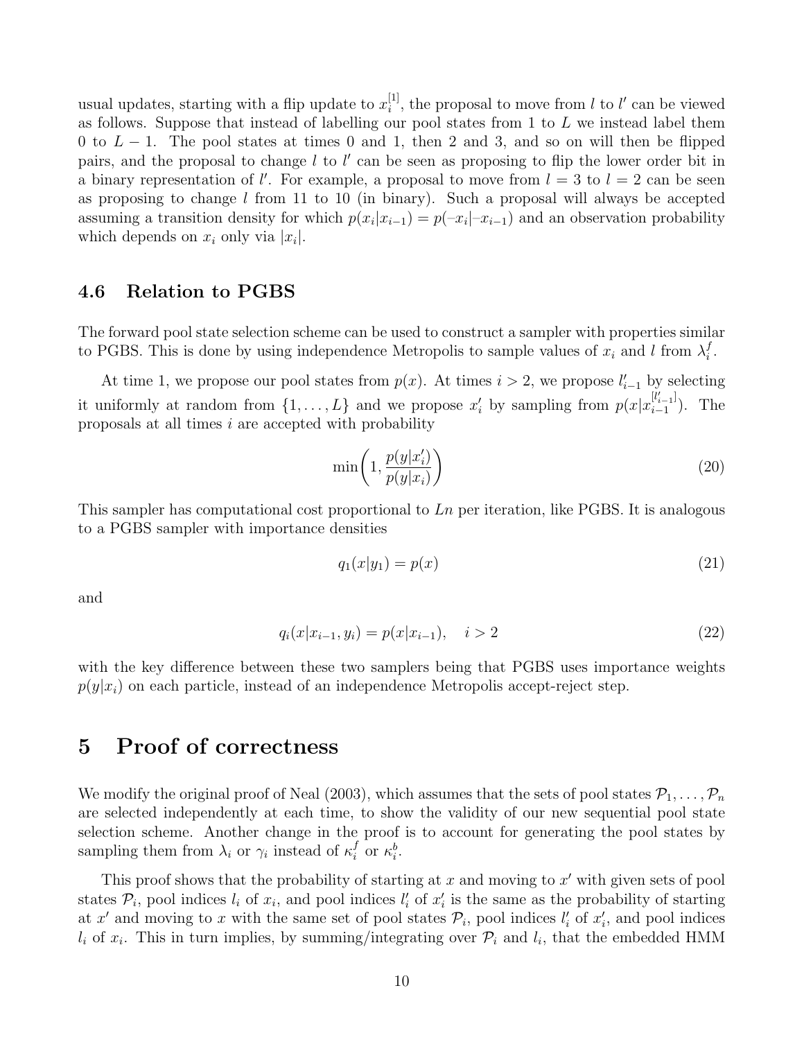usual updates, starting with a flip update to $x_i^{[1]}$, the proposal to move from $l$ to $l'$ can be viewed as follows. Suppose that instead of labelling our pool states from 1 to $L$ we instead label them 0 to $L-1$. The pool states at times 0 and 1, then 2 and 3, and so on will then be flipped pairs, and the proposal to change $l$ to $l'$ can be seen as proposing to flip the lower order bit in a binary representation of $l'$. For example, a proposal to move from $l = 3$ to $l = 2$ can be seen as proposing to change $l$ from 11 to 10 (in binary). Such a proposal will always be accepted assuming a transition density for which $p(x_i|x_{i-1}) = p(-x_i|-x_{i-1})$ and an observation probability which depends on $x_i$ only via $|x_i|$.

### 4.6 Relation to PGBS

The forward pool state selection scheme can be used to construct a sampler with properties similar to PGBS. This is done by using independence Metropolis to sample values of $x_i$ and $l$ from $\lambda_i^f$.

At time 1, we propose our pool states from $p(x)$. At times $i > 2$, we propose $l'_{i-1}$ by selecting it uniformly at random from $\{1, \ldots, L\}$ and we propose $x'_i$ by sampling from $p(x|x_{i-1}^{[l'_{i-1}]})$. The proposals at all times $i$ are accepted with probability

$$\min\left(1, \frac{p(y|x'_i)}{p(y|x_i)}\right) \tag{20}$$

This sampler has computational cost proportional to $Ln$ per iteration, like PGBS. It is analogous to a PGBS sampler with importance densities

$$q_1(x|y_1) = p(x) \tag{21}$$

and

$$q_i(x|x_{i-1}, y_i) = p(x|x_{i-1}), \quad i > 2 \tag{22}$$

with the key difference between these two samplers being that PGBS uses importance weights $p(y|x_i)$ on each particle, instead of an independence Metropolis accept-reject step.

## 5 Proof of correctness

We modify the original proof of Neal (2003), which assumes that the sets of pool states $\mathcal{P}_1, \ldots, \mathcal{P}_n$ are selected independently at each time, to show the validity of our new sequential pool state selection scheme. Another change in the proof is to account for generating the pool states by sampling them from $\lambda_i$ or $\gamma_i$ instead of $\kappa_i^f$ or $\kappa_i^b$.

This proof shows that the probability of starting at $x$ and moving to $x'$ with given sets of pool states $\mathcal{P}_i$, pool indices $l_i$ of $x_i$, and pool indices $l'_i$ of $x'_i$ is the same as the probability of starting at $x'$ and moving to $x$ with the same set of pool states $\mathcal{P}_i$, pool indices $l'_i$ of $x'_i$, and pool indices $l_i$ of $x_i$. This in turn implies, by summing/integrating over $\mathcal{P}_i$ and $l_i$, that the embedded HMM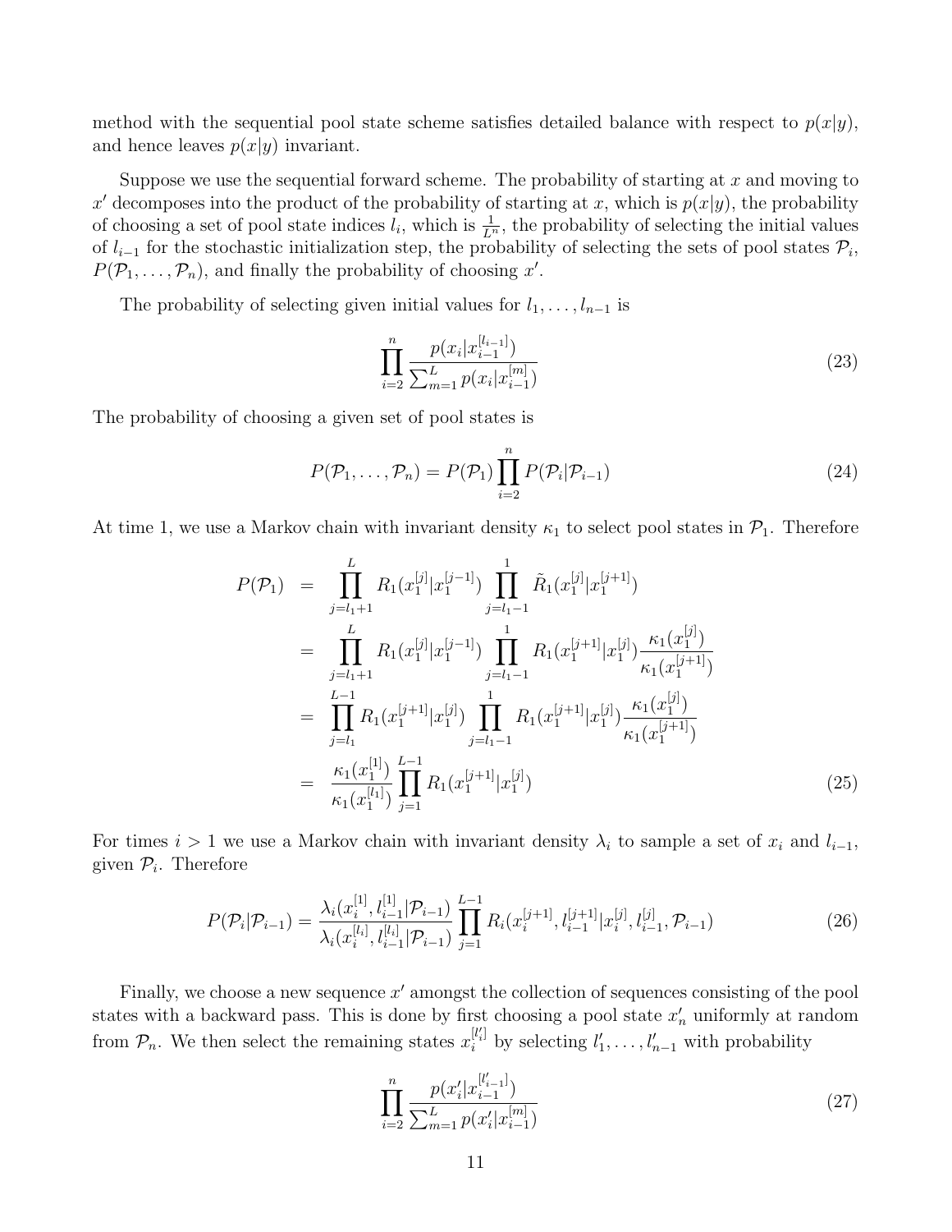method with the sequential pool state scheme satisfies detailed balance with respect to $p(x|y)$, and hence leaves $p(x|y)$ invariant.

Suppose we use the sequential forward scheme. The probability of starting at $x$ and moving to $x'$ decomposes into the product of the probability of starting at $x$, which is $p(x|y)$, the probability of choosing a set of pool state indices $l_i$, which is $\frac{1}{L^n}$, the probability of selecting the initial values of $l_{i-1}$ for the stochastic initialization step, the probability of selecting the sets of pool states $\mathcal{P}_i$, $P(\mathcal{P}_1, \ldots, \mathcal{P}_n)$, and finally the probability of choosing $x'$.

The probability of selecting given initial values for $l_1, \ldots, l_{n-1}$ is

$$\prod_{i=2}^{n} \frac{p(x_i|x_{i-1}^{[l_{i-1}]})}{\sum_{m=1}^{L} p(x_i|x_{i-1}^{[m]})} \tag{23}$$

The probability of choosing a given set of pool states is

$$P(\mathcal{P}_1, \ldots, \mathcal{P}_n) = P(\mathcal{P}_1) \prod_{i=2}^{n} P(\mathcal{P}_i|\mathcal{P}_{i-1}) \tag{24}$$

At time 1, we use a Markov chain with invariant density $\kappa_1$ to select pool states in $\mathcal{P}_1$. Therefore

$$\begin{aligned}
P(\mathcal{P}_1) &= \prod_{j=l_1+1}^{L} R_1(x_1^{[j]}|x_1^{[j-1]}) \prod_{j=l_1-1}^{1} \tilde{R}_1(x_1^{[j]}|x_1^{[j+1]}) \\
&= \prod_{j=l_1+1}^{L} R_1(x_1^{[j]}|x_1^{[j-1]}) \prod_{j=l_1-1}^{1} R_1(x_1^{[j+1]}|x_1^{[j]}) \frac{\kappa_1(x_1^{[j]})}{\kappa_1(x_1^{[j+1]})} \\
&= \prod_{j=l_1}^{L-1} R_1(x_1^{[j+1]}|x_1^{[j]}) \prod_{j=l_1-1}^{1} R_1(x_1^{[j+1]}|x_1^{[j]}) \frac{\kappa_1(x_1^{[j]})}{\kappa_1(x_1^{[j+1]})} \\
&= \frac{\kappa_1(x_1^{[1]})}{\kappa_1(x_1^{[l_1]})} \prod_{j=1}^{L-1} R_1(x_1^{[j+1]}|x_1^{[j]})
\end{aligned} \tag{25}$$

For times $i > 1$ we use a Markov chain with invariant density $\lambda_i$ to sample a set of $x_i$ and $l_{i-1}$, given $\mathcal{P}_i$. Therefore

$$P(\mathcal{P}_i|\mathcal{P}_{i-1}) = \frac{\lambda_i(x_i^{[1]}, l_{i-1}^{[1]}|\mathcal{P}_{i-1})}{\lambda_i(x_i^{[l_i]}, l_{i-1}^{[l_i]}|\mathcal{P}_{i-1})} \prod_{j=1}^{L-1} R_i(x_i^{[j+1]}, l_{i-1}^{[j+1]}|x_i^{[j]}, l_{i-1}^{[j]}, \mathcal{P}_{i-1}) \tag{26}$$

Finally, we choose a new sequence $x'$ amongst the collection of sequences consisting of the pool states with a backward pass. This is done by first choosing a pool state $x'_n$ uniformly at random from $\mathcal{P}_n$. We then select the remaining states $x_i^{[l'_i]}$ by selecting $l'_1, \ldots, l'_{n-1}$ with probability

$$\prod_{i=2}^{n} \frac{p(x'_i|x_{i-1}^{[l'_{i-1}]})}{\sum_{m=1}^{L} p(x'_i|x_{i-1}^{[m]})} \tag{27}$$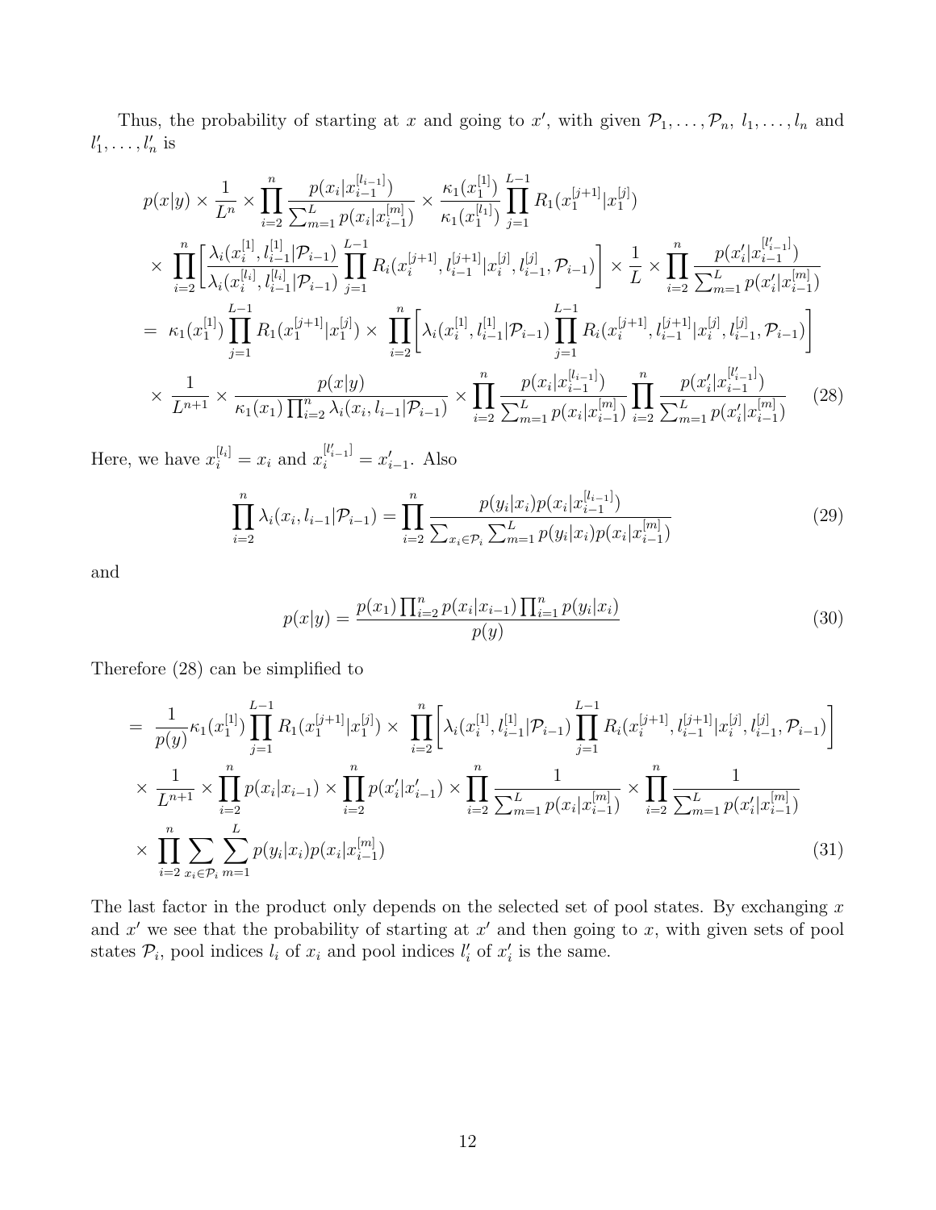Thus, the probability of starting at $x$ and going to $x'$, with given $\mathcal{P}_1, \ldots, \mathcal{P}_n$, $l_1, \ldots, l_n$ and $l'_1, \ldots, l'_n$ is

$$
\begin{aligned}
& p(x|y) \times \frac{1}{L^n} \times \prod_{i=2}^{n} \frac{p(x_i|x_{i-1}^{[l_{i-1}]})}{\sum_{m=1}^{L} p(x_i|x_{i-1}^{[m]})} \times \frac{\kappa_1(x_1^{[1]})}{\kappa_1(x_1^{[l_1]})} \prod_{j=1}^{L-1} R_1(x_1^{[j+1]}|x_1^{[j]}) \\
& \times \prod_{i=2}^{n} \left[ \frac{\lambda_i(x_i^{[1]}, l_{i-1}^{[1]}|\mathcal{P}_{i-1})}{\lambda_i(x_i^{[l_i]}, l_{i-1}^{[l_i]}|\mathcal{P}_{i-1})} \prod_{j=1}^{L-1} R_i(x_i^{[j+1]}, l_{i-1}^{[j+1]}|x_i^{[j]}, l_{i-1}^{[j]}, \mathcal{P}_{i-1}) \right] \times \frac{1}{L} \times \prod_{i=2}^{n} \frac{p(x'_i|x_{i-1}^{[l'_{i-1}]})}{\sum_{m=1}^{L} p(x'_i|x_{i-1}^{[m]})} \\
= \; & \kappa_1(x_1^{[1]}) \prod_{j=1}^{L-1} R_1(x_1^{[j+1]}|x_1^{[j]}) \times \prod_{i=2}^{n} \left[ \lambda_i(x_i^{[1]}, l_{i-1}^{[1]}|\mathcal{P}_{i-1}) \prod_{j=1}^{L-1} R_i(x_i^{[j+1]}, l_{i-1}^{[j+1]}|x_i^{[j]}, l_{i-1}^{[j]}, \mathcal{P}_{i-1}) \right] \\
& \times \frac{1}{L^{n+1}} \times \frac{p(x|y)}{\kappa_1(x_1) \prod_{i=2}^{n} \lambda_i(x_i, l_{i-1}|\mathcal{P}_{i-1})} \times \prod_{i=2}^{n} \frac{p(x_i|x_{i-1}^{[l_{i-1}]})}{\sum_{m=1}^{L} p(x_i|x_{i-1}^{[m]})} \prod_{i=2}^{n} \frac{p(x'_i|x_{i-1}^{[l'_{i-1}]})}{\sum_{m=1}^{L} p(x'_i|x_{i-1}^{[m]})} \qquad (28)
\end{aligned}
$$

Here, we have $x_i^{[l_i]} = x_i$ and $x_i^{[l'_{i-1}]} = x'_{i-1}$. Also

$$
\prod_{i=2}^{n} \lambda_i(x_i, l_{i-1}|\mathcal{P}_{i-1}) = \prod_{i=2}^{n} \frac{p(y_i|x_i) p(x_i|x_{i-1}^{[l_{i-1}]})}{\sum_{x_i \in \mathcal{P}_i} \sum_{m=1}^{L} p(y_i|x_i) p(x_i|x_{i-1}^{[m]})} \qquad (29)
$$

and

$$
p(x|y) = \frac{p(x_1) \prod_{i=2}^{n} p(x_i|x_{i-1}) \prod_{i=1}^{n} p(y_i|x_i)}{p(y)} \qquad (30)
$$

Therefore (28) can be simplified to

$$
\begin{aligned}
= \; & \frac{1}{p(y)} \kappa_1(x_1^{[1]}) \prod_{j=1}^{L-1} R_1(x_1^{[j+1]}|x_1^{[j]}) \times \prod_{i=2}^{n} \left[ \lambda_i(x_i^{[1]}, l_{i-1}^{[1]}|\mathcal{P}_{i-1}) \prod_{j=1}^{L-1} R_i(x_i^{[j+1]}, l_{i-1}^{[j+1]}|x_i^{[j]}, l_{i-1}^{[j]}, \mathcal{P}_{i-1}) \right] \\
& \times \frac{1}{L^{n+1}} \times \prod_{i=2}^{n} p(x_i|x_{i-1}) \times \prod_{i=2}^{n} p(x'_i|x'_{i-1}) \times \prod_{i=2}^{n} \frac{1}{\sum_{m=1}^{L} p(x_i|x_{i-1}^{[m]})} \times \prod_{i=2}^{n} \frac{1}{\sum_{m=1}^{L} p(x'_i|x_{i-1}^{[m]})} \\
& \times \prod_{i=2}^{n} \sum_{x_i \in \mathcal{P}_i} \sum_{m=1}^{L} p(y_i|x_i) p(x_i|x_{i-1}^{[m]}) \qquad (31)
\end{aligned}
$$

The last factor in the product only depends on the selected set of pool states. By exchanging $x$ and $x'$ we see that the probability of starting at $x'$ and then going to $x$, with given sets of pool states $\mathcal{P}_i$, pool indices $l_i$ of $x_i$ and pool indices $l'_i$ of $x'_i$ is the same.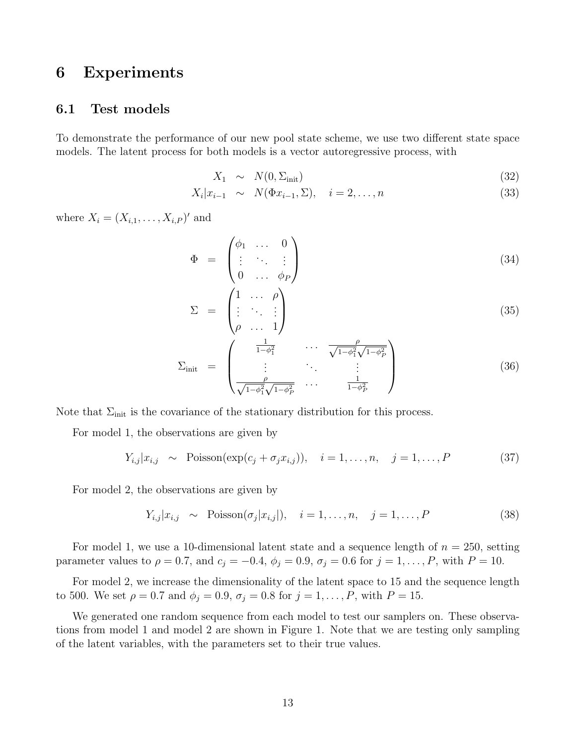# 6 Experiments

## 6.1 Test models

To demonstrate the performance of our new pool state scheme, we use two different state space models. The latent process for both models is a vector autoregressive process, with

$$
\begin{aligned}
X_1 &\sim N(0, \Sigma_{\text{init}}) && (32)\\
X_i | x_{i-1} &\sim N(\Phi x_{i-1}, \Sigma), \quad i = 2, \ldots, n && (33)
\end{aligned}
$$

where $X_i = (X_{i,1}, \ldots, X_{i,P})'$ and

$$
\Phi = \begin{pmatrix} \phi_1 & \ldots & 0 \\ \vdots & \ddots & \vdots \\ 0 & \ldots & \phi_P \end{pmatrix} \tag{34}
$$

$$
\Sigma = \begin{pmatrix} 1 & \ldots & \rho \\ \vdots & \ddots & \vdots \\ \rho & \ldots & 1 \end{pmatrix} \tag{35}
$$

$$
\Sigma_{\text{init}} = \begin{pmatrix} \frac{1}{1-\phi_1^2} & \cdots & \frac{\rho}{\sqrt{1-\phi_1^2}\sqrt{1-\phi_P^2}} \\ \vdots & \ddots & \vdots \\ \frac{\rho}{\sqrt{1-\phi_1^2}\sqrt{1-\phi_P^2}} & \cdots & \frac{1}{1-\phi_P^2} \end{pmatrix} \tag{36}
$$

Note that $\Sigma_{\text{init}}$ is the covariance of the stationary distribution for this process.

For model 1, the observations are given by

$$
Y_{i,j} | x_{i,j} \sim \text{Poisson}(\exp(c_j + \sigma_j x_{i,j})), \quad i = 1, \ldots, n, \quad j = 1, \ldots, P \tag{37}
$$

For model 2, the observations are given by

$$
Y_{i,j} | x_{i,j} \sim \text{Poisson}(\sigma_j |x_{i,j}|), \quad i = 1, \ldots, n, \quad j = 1, \ldots, P \tag{38}
$$

For model 1, we use a 10-dimensional latent state and a sequence length of $n = 250$, setting parameter values to $\rho = 0.7$, and $c_j = -0.4$, $\phi_j = 0.9$, $\sigma_j = 0.6$ for $j = 1, \ldots, P$, with $P = 10$.

For model 2, we increase the dimensionality of the latent space to 15 and the sequence length to 500. We set $\rho = 0.7$ and $\phi_j = 0.9$, $\sigma_j = 0.8$ for $j = 1, \ldots, P$, with $P = 15$.

We generated one random sequence from each model to test our samplers on. These observations from model 1 and model 2 are shown in Figure 1. Note that we are testing only sampling of the latent variables, with the parameters set to their true values.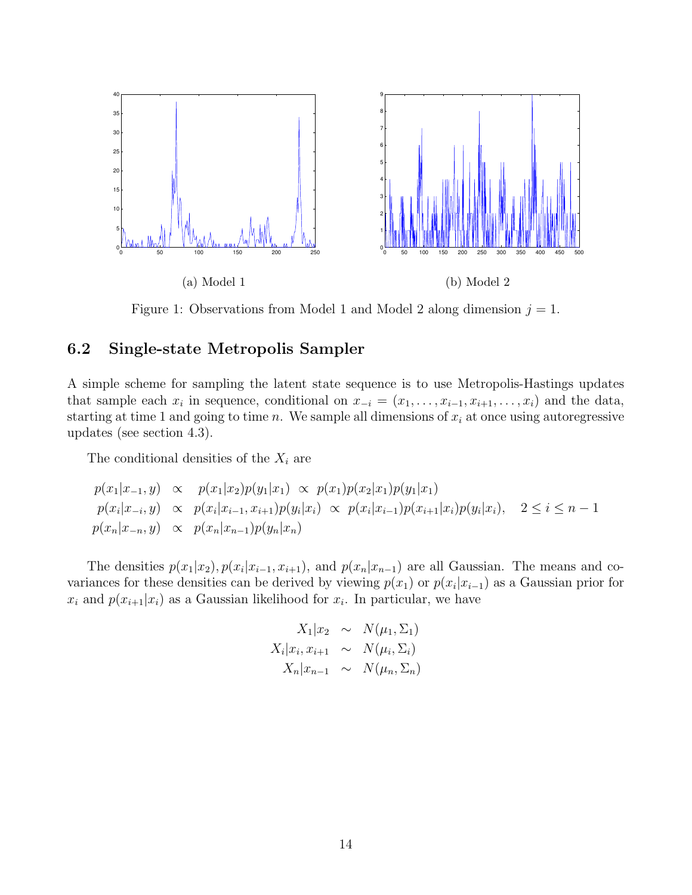(a) Model 1

(b) Model 2

Figure 1: Observations from Model 1 and Model 2 along dimension $j = 1$.

### 6.2 Single-state Metropolis Sampler

A simple scheme for sampling the latent state sequence is to use Metropolis-Hastings updates that sample each $x_i$ in sequence, conditional on $x_{-i} = (x_1, \ldots, x_{i-1}, x_{i+1}, \ldots, x_i)$ and the data, starting at time 1 and going to time $n$. We sample all dimensions of $x_i$ at once using autoregressive updates (see section 4.3).

The conditional densities of the $X_i$ are

$$
\begin{aligned}
p(x_1|x_{-1}, y) &\propto p(x_1|x_2)p(y_1|x_1) \propto p(x_1)p(x_2|x_1)p(y_1|x_1) \\
p(x_i|x_{-i}, y) &\propto p(x_i|x_{i-1}, x_{i+1})p(y_i|x_i) \propto p(x_i|x_{i-1})p(x_{i+1}|x_i)p(y_i|x_i), \quad 2 \leq i \leq n-1 \\
p(x_n|x_{-n}, y) &\propto p(x_n|x_{n-1})p(y_n|x_n)
\end{aligned}
$$

The densities $p(x_1|x_2), p(x_i|x_{i-1}, x_{i+1})$, and $p(x_n|x_{n-1})$ are all Gaussian. The means and covariances for these densities can be derived by viewing $p(x_1)$ or $p(x_i|x_{i-1})$ as a Gaussian prior for $x_i$ and $p(x_{i+1}|x_i)$ as a Gaussian likelihood for $x_i$. In particular, we have

$$
\begin{aligned}
X_1|x_2 &\sim N(\mu_1, \Sigma_1) \\
X_i|x_i, x_{i+1} &\sim N(\mu_i, \Sigma_i) \\
X_n|x_{n-1} &\sim N(\mu_n, \Sigma_n)
\end{aligned}
$$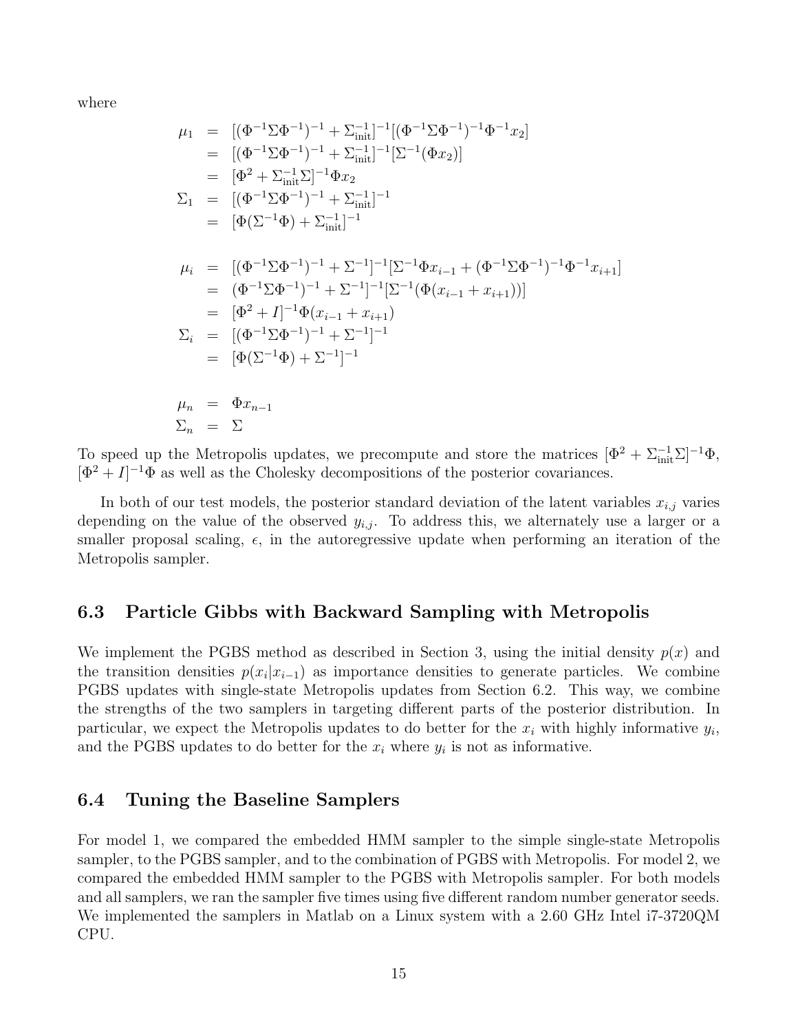where

$$
\begin{aligned}
\mu_1 &= [(\Phi^{-1}\Sigma\Phi^{-1})^{-1} + \Sigma_{\text{init}}^{-1}]^{-1}[(\Phi^{-1}\Sigma\Phi^{-1})^{-1}\Phi^{-1}x_2] \\
&= [(\Phi^{-1}\Sigma\Phi^{-1})^{-1} + \Sigma_{\text{init}}^{-1}]^{-1}[\Sigma^{-1}(\Phi x_2)] \\
&= [\Phi^2 + \Sigma_{\text{init}}^{-1}\Sigma]^{-1}\Phi x_2 \\
\Sigma_1 &= [(\Phi^{-1}\Sigma\Phi^{-1})^{-1} + \Sigma_{\text{init}}^{-1}]^{-1} \\
&= [\Phi(\Sigma^{-1}\Phi) + \Sigma_{\text{init}}^{-1}]^{-1}
\end{aligned}
$$

$$
\begin{aligned}
\mu_i &= [(\Phi^{-1}\Sigma\Phi^{-1})^{-1} + \Sigma^{-1}]^{-1}[\Sigma^{-1}\Phi x_{i-1} + (\Phi^{-1}\Sigma\Phi^{-1})^{-1}\Phi^{-1}x_{i+1}] \\
&= (\Phi^{-1}\Sigma\Phi^{-1})^{-1} + \Sigma^{-1}]^{-1}[\Sigma^{-1}(\Phi(x_{i-1} + x_{i+1}))] \\
&= [\Phi^2 + I]^{-1}\Phi(x_{i-1} + x_{i+1}) \\
\Sigma_i &= [(\Phi^{-1}\Sigma\Phi^{-1})^{-1} + \Sigma^{-1}]^{-1} \\
&= [\Phi(\Sigma^{-1}\Phi) + \Sigma^{-1}]^{-1}
\end{aligned}
$$

$$
\begin{aligned}
\mu_n &= \Phi x_{n-1} \\
\Sigma_n &= \Sigma
\end{aligned}
$$

To speed up the Metropolis updates, we precompute and store the matrices $[\Phi^2 + \Sigma_{\text{init}}^{-1}\Sigma]^{-1}\Phi$, $[\Phi^2 + I]^{-1}\Phi$ as well as the Cholesky decompositions of the posterior covariances.

In both of our test models, the posterior standard deviation of the latent variables $x_{i,j}$ varies depending on the value of the observed $y_{i,j}$. To address this, we alternately use a larger or a smaller proposal scaling, $\epsilon$, in the autoregressive update when performing an iteration of the Metropolis sampler.

## 6.3 Particle Gibbs with Backward Sampling with Metropolis

We implement the PGBS method as described in Section 3, using the initial density $p(x)$ and the transition densities $p(x_i|x_{i-1})$ as importance densities to generate particles. We combine PGBS updates with single-state Metropolis updates from Section 6.2. This way, we combine the strengths of the two samplers in targeting different parts of the posterior distribution. In particular, we expect the Metropolis updates to do better for the $x_i$ with highly informative $y_i$, and the PGBS updates to do better for the $x_i$ where $y_i$ is not as informative.

## 6.4 Tuning the Baseline Samplers

For model 1, we compared the embedded HMM sampler to the simple single-state Metropolis sampler, to the PGBS sampler, and to the combination of PGBS with Metropolis. For model 2, we compared the embedded HMM sampler to the PGBS with Metropolis sampler. For both models and all samplers, we ran the sampler five times using five different random number generator seeds. We implemented the samplers in Matlab on a Linux system with a 2.60 GHz Intel i7-3720QM CPU.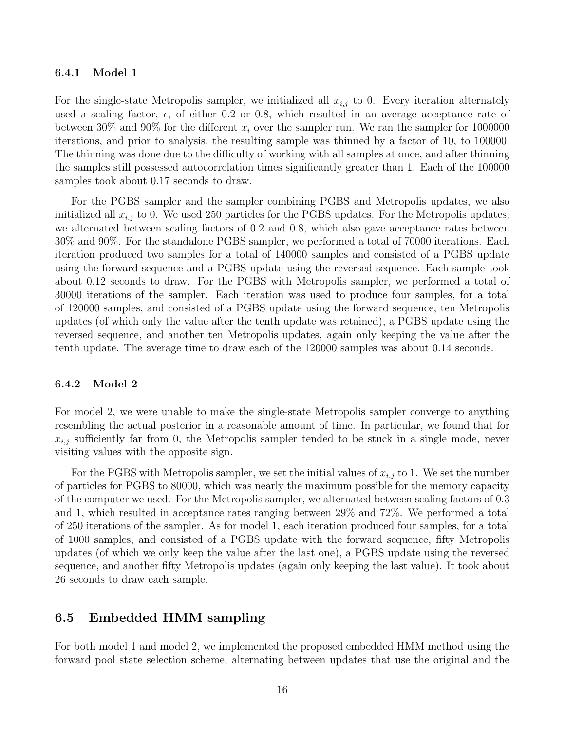### 6.4.1 Model 1

For the single-state Metropolis sampler, we initialized all $x_{i,j}$ to 0. Every iteration alternately used a scaling factor, $\epsilon$, of either 0.2 or 0.8, which resulted in an average acceptance rate of between 30% and 90% for the different $x_i$ over the sampler run. We ran the sampler for 1000000 iterations, and prior to analysis, the resulting sample was thinned by a factor of 10, to 100000. The thinning was done due to the difficulty of working with all samples at once, and after thinning the samples still possessed autocorrelation times significantly greater than 1. Each of the 100000 samples took about 0.17 seconds to draw.

For the PGBS sampler and the sampler combining PGBS and Metropolis updates, we also initialized all $x_{i,j}$ to 0. We used 250 particles for the PGBS updates. For the Metropolis updates, we alternated between scaling factors of 0.2 and 0.8, which also gave acceptance rates between 30% and 90%. For the standalone PGBS sampler, we performed a total of 70000 iterations. Each iteration produced two samples for a total of 140000 samples and consisted of a PGBS update using the forward sequence and a PGBS update using the reversed sequence. Each sample took about 0.12 seconds to draw. For the PGBS with Metropolis sampler, we performed a total of 30000 iterations of the sampler. Each iteration was used to produce four samples, for a total of 120000 samples, and consisted of a PGBS update using the forward sequence, ten Metropolis updates (of which only the value after the tenth update was retained), a PGBS update using the reversed sequence, and another ten Metropolis updates, again only keeping the value after the tenth update. The average time to draw each of the 120000 samples was about 0.14 seconds.

### 6.4.2 Model 2

For model 2, we were unable to make the single-state Metropolis sampler converge to anything resembling the actual posterior in a reasonable amount of time. In particular, we found that for $x_{i,j}$ sufficiently far from 0, the Metropolis sampler tended to be stuck in a single mode, never visiting values with the opposite sign.

For the PGBS with Metropolis sampler, we set the initial values of $x_{i,j}$ to 1. We set the number of particles for PGBS to 80000, which was nearly the maximum possible for the memory capacity of the computer we used. For the Metropolis sampler, we alternated between scaling factors of 0.3 and 1, which resulted in acceptance rates ranging between 29% and 72%. We performed a total of 250 iterations of the sampler. As for model 1, each iteration produced four samples, for a total of 1000 samples, and consisted of a PGBS update with the forward sequence, fifty Metropolis updates (of which we only keep the value after the last one), a PGBS update using the reversed sequence, and another fifty Metropolis updates (again only keeping the last value). It took about 26 seconds to draw each sample.

## 6.5 Embedded HMM sampling

For both model 1 and model 2, we implemented the proposed embedded HMM method using the forward pool state selection scheme, alternating between updates that use the original and the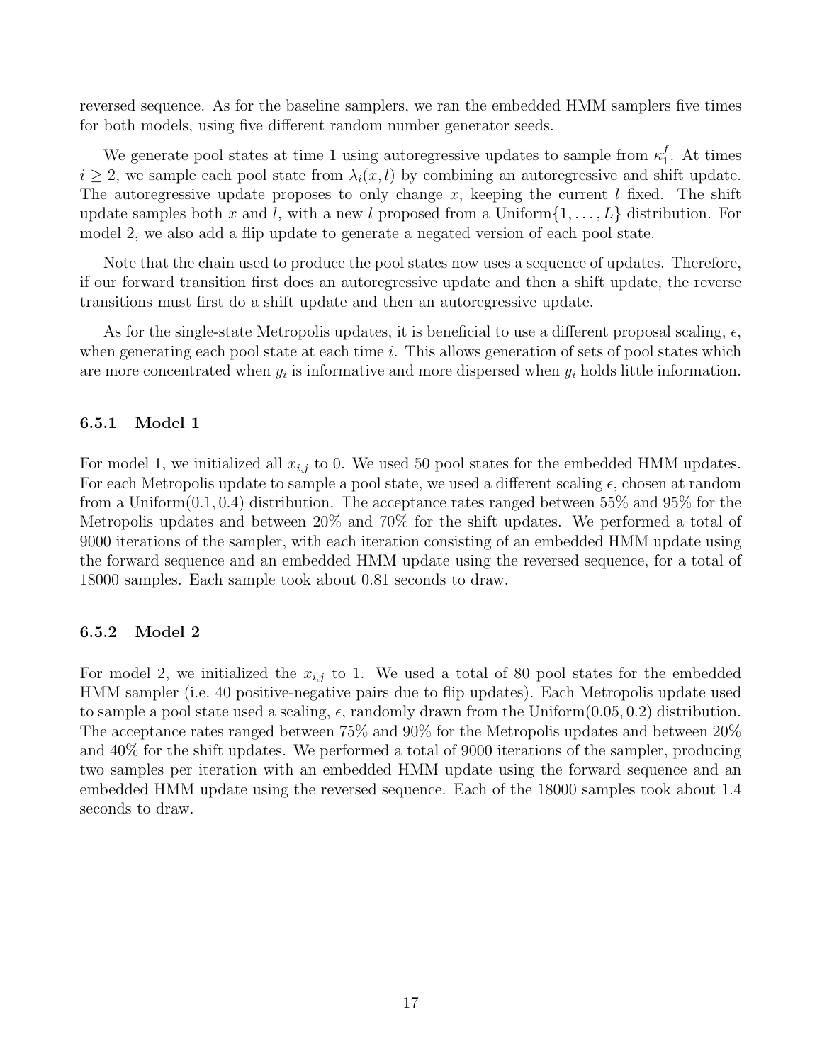reversed sequence. As for the baseline samplers, we ran the embedded HMM samplers five times for both models, using five different random number generator seeds.

We generate pool states at time 1 using autoregressive updates to sample from $\kappa_1^f$. At times $i \geq 2$, we sample each pool state from $\lambda_i(x, l)$ by combining an autoregressive and shift update. The autoregressive update proposes to only change $x$, keeping the current $l$ fixed. The shift update samples both $x$ and $l$, with a new $l$ proposed from a Uniform$\{1, \ldots, L\}$ distribution. For model 2, we also add a flip update to generate a negated version of each pool state.

Note that the chain used to produce the pool states now uses a sequence of updates. Therefore, if our forward transition first does an autoregressive update and then a shift update, the reverse transitions must first do a shift update and then an autoregressive update.

As for the single-state Metropolis updates, it is beneficial to use a different proposal scaling, $\epsilon$, when generating each pool state at each time $i$. This allows generation of sets of pool states which are more concentrated when $y_i$ is informative and more dispersed when $y_i$ holds little information.

### 6.5.1 Model 1

For model 1, we initialized all $x_{i,j}$ to 0. We used 50 pool states for the embedded HMM updates. For each Metropolis update to sample a pool state, we used a different scaling $\epsilon$, chosen at random from a Uniform$(0.1, 0.4)$ distribution. The acceptance rates ranged between 55% and 95% for the Metropolis updates and between 20% and 70% for the shift updates. We performed a total of 9000 iterations of the sampler, with each iteration consisting of an embedded HMM update using the forward sequence and an embedded HMM update using the reversed sequence, for a total of 18000 samples. Each sample took about 0.81 seconds to draw.

### 6.5.2 Model 2

For model 2, we initialized the $x_{i,j}$ to 1. We used a total of 80 pool states for the embedded HMM sampler (i.e. 40 positive-negative pairs due to flip updates). Each Metropolis update used to sample a pool state used a scaling, $\epsilon$, randomly drawn from the Uniform$(0.05, 0.2)$ distribution. The acceptance rates ranged between 75% and 90% for the Metropolis updates and between 20% and 40% for the shift updates. We performed a total of 9000 iterations of the sampler, producing two samples per iteration with an embedded HMM update using the forward sequence and an embedded HMM update using the reversed sequence. Each of the 18000 samples took about 1.4 seconds to draw.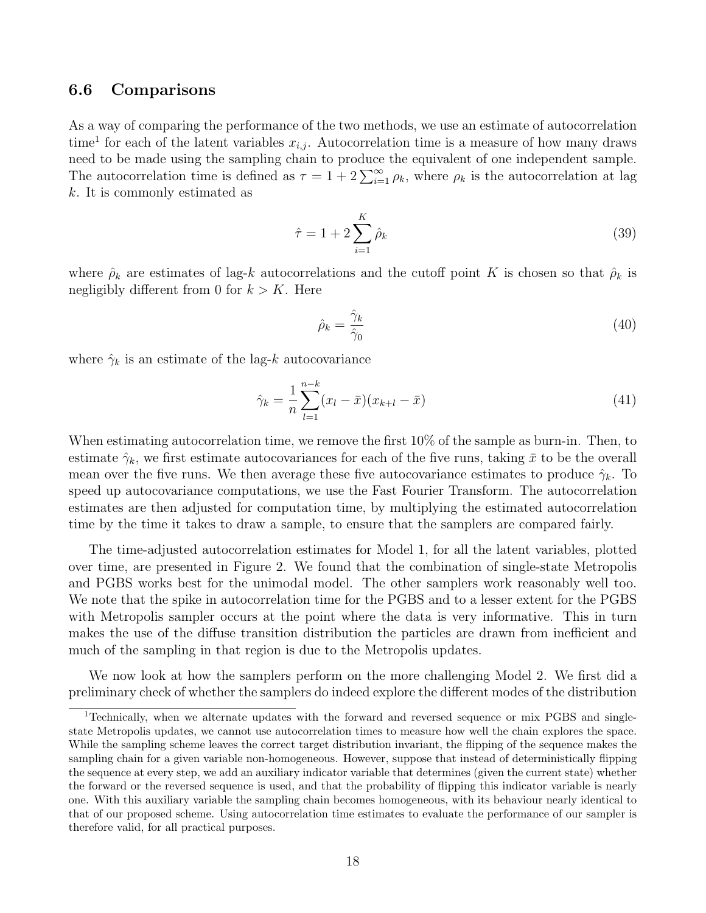### 6.6 Comparisons

As a way of comparing the performance of the two methods, we use an estimate of autocorrelation time[1] for each of the latent variables $x_{i,j}$. Autocorrelation time is a measure of how many draws need to be made using the sampling chain to produce the equivalent of one independent sample. The autocorrelation time is defined as $\tau = 1 + 2\sum_{i=1}^{\infty} \rho_k$, where $\rho_k$ is the autocorrelation at lag $k$. It is commonly estimated as

$$\hat{\tau} = 1 + 2\sum_{i=1}^{K} \hat{\rho}_k \tag{39}$$

where $\hat{\rho}_k$ are estimates of lag-$k$ autocorrelations and the cutoff point $K$ is chosen so that $\hat{\rho}_k$ is negligibly different from 0 for $k > K$. Here

$$\hat{\rho}_k = \frac{\hat{\gamma}_k}{\hat{\gamma}_0} \tag{40}$$

where $\hat{\gamma}_k$ is an estimate of the lag-$k$ autocovariance

$$\hat{\gamma}_k = \frac{1}{n}\sum_{l=1}^{n-k}(x_l - \bar{x})(x_{k+l} - \bar{x}) \tag{41}$$

When estimating autocorrelation time, we remove the first 10% of the sample as burn-in. Then, to estimate $\hat{\gamma}_k$, we first estimate autocovariances for each of the five runs, taking $\bar{x}$ to be the overall mean over the five runs. We then average these five autocovariance estimates to produce $\hat{\gamma}_k$. To speed up autocovariance computations, we use the Fast Fourier Transform. The autocorrelation estimates are then adjusted for computation time, by multiplying the estimated autocorrelation time by the time it takes to draw a sample, to ensure that the samplers are compared fairly.

The time-adjusted autocorrelation estimates for Model 1, for all the latent variables, plotted over time, are presented in Figure 2. We found that the combination of single-state Metropolis and PGBS works best for the unimodal model. The other samplers work reasonably well too. We note that the spike in autocorrelation time for the PGBS and to a lesser extent for the PGBS with Metropolis sampler occurs at the point where the data is very informative. This in turn makes the use of the diffuse transition distribution the particles are drawn from inefficient and much of the sampling in that region is due to the Metropolis updates.

We now look at how the samplers perform on the more challenging Model 2. We first did a preliminary check of whether the samplers do indeed explore the different modes of the distribution

[1] Technically, when we alternate updates with the forward and reversed sequence or mix PGBS and single-state Metropolis updates, we cannot use autocorrelation times to measure how well the chain explores the space. While the sampling scheme leaves the correct target distribution invariant, the flipping of the sequence makes the sampling chain for a given variable non-homogeneous. However, suppose that instead of deterministically flipping the sequence at every step, we add an auxiliary indicator variable that determines (given the current state) whether the forward or the reversed sequence is used, and that the probability of flipping this indicator variable is nearly one. With this auxiliary variable the sampling chain becomes homogeneous, with its behaviour nearly identical to that of our proposed scheme. Using autocorrelation time estimates to evaluate the performance of our sampler is therefore valid, for all practical purposes.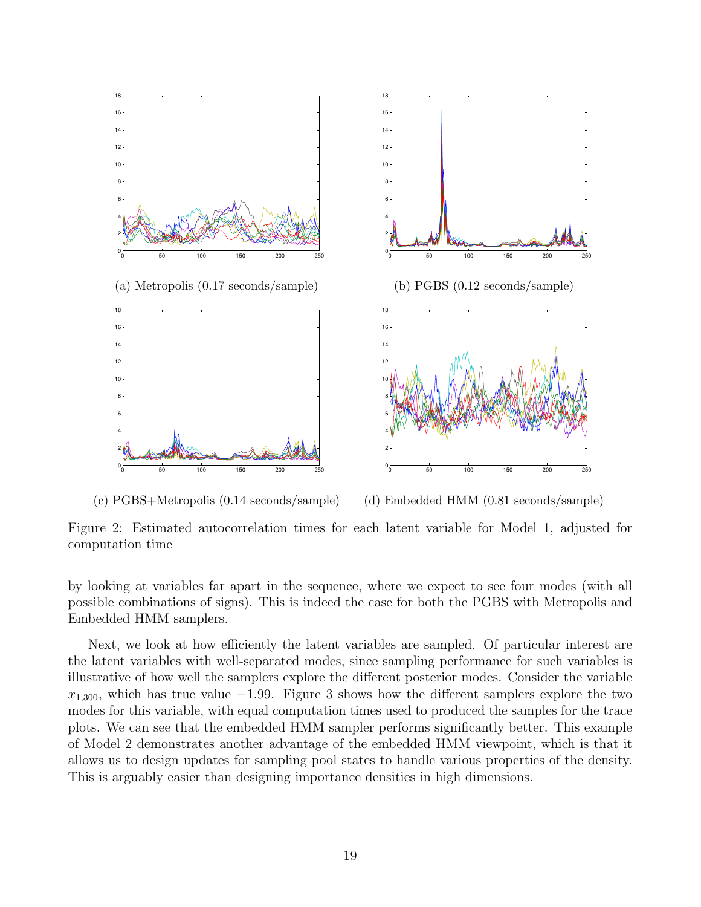(a) Metropolis (0.17 seconds/sample)

(b) PGBS (0.12 seconds/sample)

(c) PGBS+Metropolis (0.14 seconds/sample)

(d) Embedded HMM (0.81 seconds/sample)

Figure 2: Estimated autocorrelation times for each latent variable for Model 1, adjusted for computation time

by looking at variables far apart in the sequence, where we expect to see four modes (with all possible combinations of signs). This is indeed the case for both the PGBS with Metropolis and Embedded HMM samplers.

Next, we look at how efficiently the latent variables are sampled. Of particular interest are the latent variables with well-separated modes, since sampling performance for such variables is illustrative of how well the samplers explore the different posterior modes. Consider the variable $x_{1,300}$, which has true value $-1.99$. Figure 3 shows how the different samplers explore the two modes for this variable, with equal computation times used to produced the samples for the trace plots. We can see that the embedded HMM sampler performs significantly better. This example of Model 2 demonstrates another advantage of the embedded HMM viewpoint, which is that it allows us to design updates for sampling pool states to handle various properties of the density. This is arguably easier than designing importance densities in high dimensions.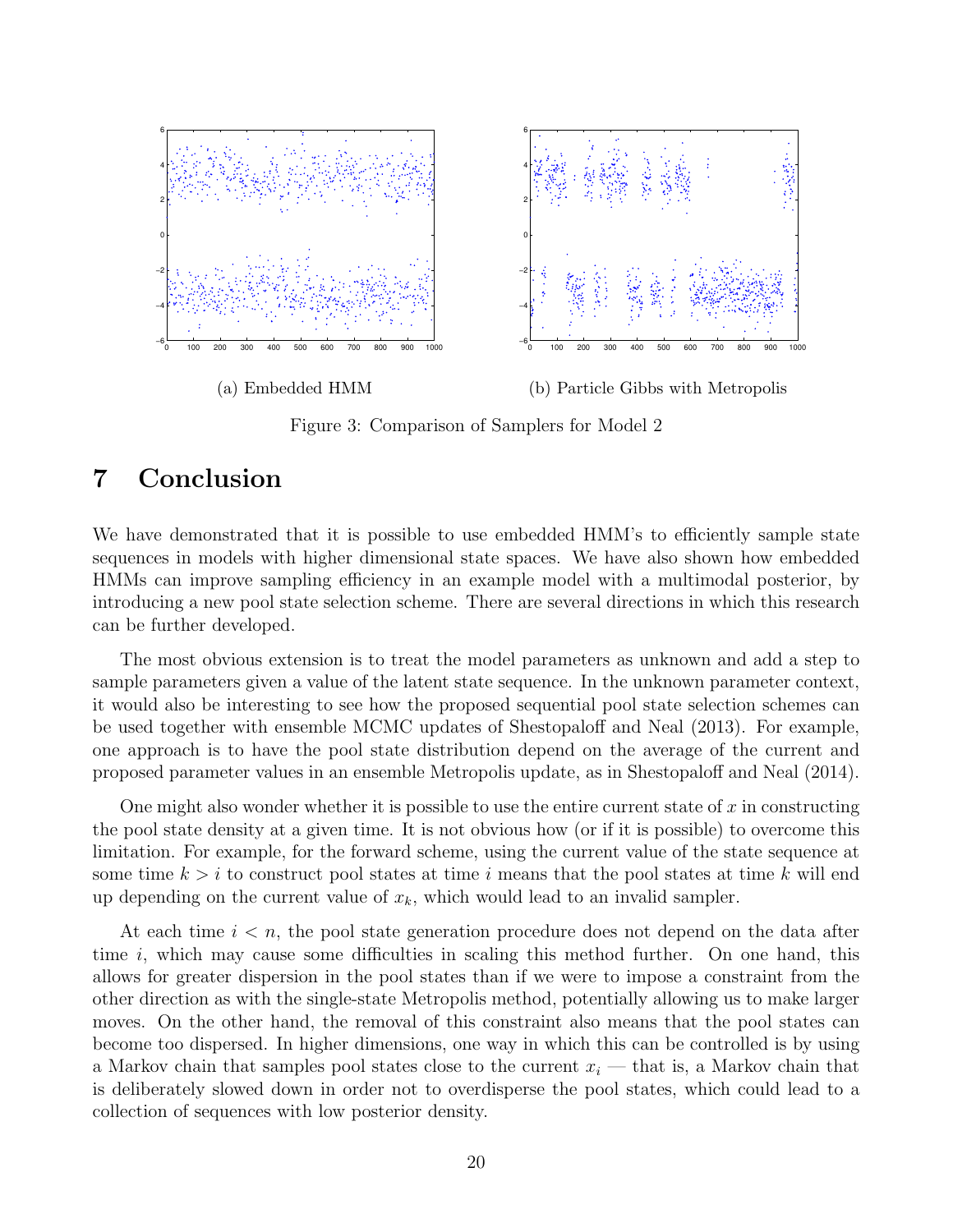(a) Embedded HMM

(b) Particle Gibbs with Metropolis

Figure 3: Comparison of Samplers for Model 2

# 7 Conclusion

We have demonstrated that it is possible to use embedded HMM's to efficiently sample state sequences in models with higher dimensional state spaces. We have also shown how embedded HMMs can improve sampling efficiency in an example model with a multimodal posterior, by introducing a new pool state selection scheme. There are several directions in which this research can be further developed.

The most obvious extension is to treat the model parameters as unknown and add a step to sample parameters given a value of the latent state sequence. In the unknown parameter context, it would also be interesting to see how the proposed sequential pool state selection schemes can be used together with ensemble MCMC updates of Shestopaloff and Neal (2013). For example, one approach is to have the pool state distribution depend on the average of the current and proposed parameter values in an ensemble Metropolis update, as in Shestopaloff and Neal (2014).

One might also wonder whether it is possible to use the entire current state of $x$ in constructing the pool state density at a given time. It is not obvious how (or if it is possible) to overcome this limitation. For example, for the forward scheme, using the current value of the state sequence at some time $k > i$ to construct pool states at time $i$ means that the pool states at time $k$ will end up depending on the current value of $x_k$, which would lead to an invalid sampler.

At each time $i < n$, the pool state generation procedure does not depend on the data after time $i$, which may cause some difficulties in scaling this method further. On one hand, this allows for greater dispersion in the pool states than if we were to impose a constraint from the other direction as with the single-state Metropolis method, potentially allowing us to make larger moves. On the other hand, the removal of this constraint also means that the pool states can become too dispersed. In higher dimensions, one way in which this can be controlled is by using a Markov chain that samples pool states close to the current $x_i$ — that is, a Markov chain that is deliberately slowed down in order not to overdisperse the pool states, which could lead to a collection of sequences with low posterior density.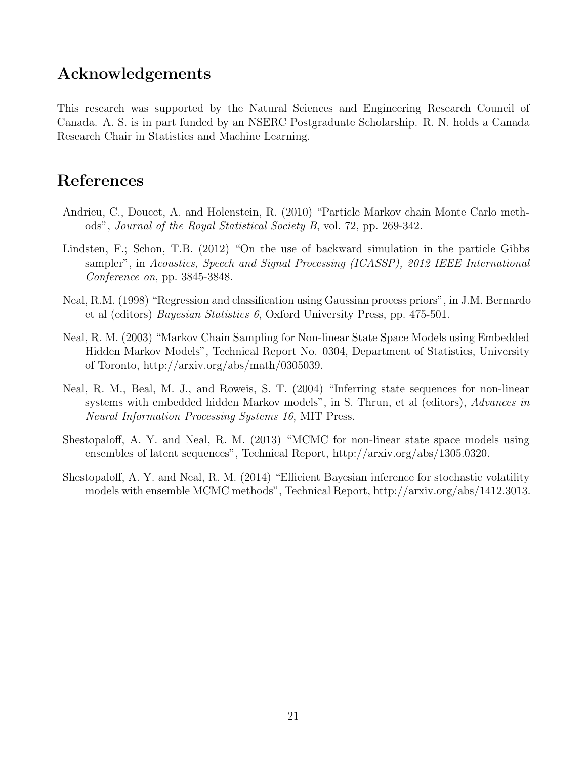## Acknowledgements

This research was supported by the Natural Sciences and Engineering Research Council of Canada. A. S. is in part funded by an NSERC Postgraduate Scholarship. R. N. holds a Canada Research Chair in Statistics and Machine Learning.

## References

Andrieu, C., Doucet, A. and Holenstein, R. (2010) "Particle Markov chain Monte Carlo methods", *Journal of the Royal Statistical Society B*, vol. 72, pp. 269-342.

Lindsten, F.; Schon, T.B. (2012) "On the use of backward simulation in the particle Gibbs sampler", in *Acoustics, Speech and Signal Processing (ICASSP), 2012 IEEE International Conference on*, pp. 3845-3848.

Neal, R.M. (1998) "Regression and classification using Gaussian process priors", in J.M. Bernardo et al (editors) *Bayesian Statistics 6*, Oxford University Press, pp. 475-501.

Neal, R. M. (2003) "Markov Chain Sampling for Non-linear State Space Models using Embedded Hidden Markov Models", Technical Report No. 0304, Department of Statistics, University of Toronto, http://arxiv.org/abs/math/0305039.

Neal, R. M., Beal, M. J., and Roweis, S. T. (2004) "Inferring state sequences for non-linear systems with embedded hidden Markov models", in S. Thrun, et al (editors), *Advances in Neural Information Processing Systems 16*, MIT Press.

Shestopaloff, A. Y. and Neal, R. M. (2013) "MCMC for non-linear state space models using ensembles of latent sequences", Technical Report, http://arxiv.org/abs/1305.0320.

Shestopaloff, A. Y. and Neal, R. M. (2014) "Efficient Bayesian inference for stochastic volatility models with ensemble MCMC methods", Technical Report, http://arxiv.org/abs/1412.3013.